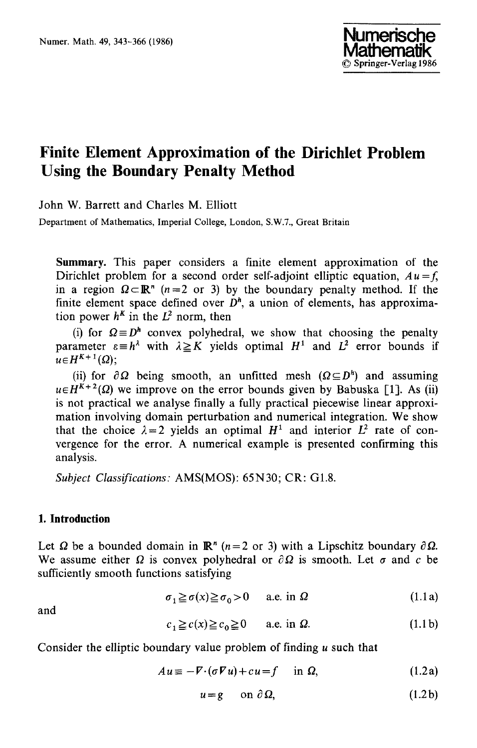# Finite Element Approximation of the Dirichlet Problem Using the Boundary Penalty Method

John W. Barrett and Charles M. Elliott

Department of Mathematics, Imperial College, London, S.W.7., Great Britain

**Summary.** This paper considers a finite element approximation of the Dirichlet problem for a second order self-adjoint elliptic equation, $Au=f$, in a region $\Omega \subset \mathbb{R}^n$ ($n=2$ or 3) by the boundary penalty method. If the finite element space defined over $D^h$, a union of elements, has approximation power $h^K$ in the $L^2$ norm, then

(i) for $\Omega \equiv D^h$ convex polyhedral, we show that choosing the penalty parameter $\varepsilon \equiv h^\lambda$ with $\lambda \geqq K$ yields optimal $H^1$ and $L^2$ error bounds if $u \in H^{K+1}(\Omega)$;

(ii) for $\partial\Omega$ being smooth, an unfitted mesh ($\Omega \subseteq D^h$) and assuming $u \in H^{K+2}(\Omega)$ we improve on the error bounds given by Babuska [1]. As (ii) is not practical we analyse finally a fully practical piecewise linear approximation involving domain perturbation and numerical integration. We show that the choice $\lambda = 2$ yields an optimal $H^1$ and interior $L^2$ rate of convergence for the error. A numerical example is presented confirming this analysis.

*Subject Classifications:* AMS(MOS): 65N30; CR: G1.8.

## 1. Introduction

Let $\Omega$ be a bounded domain in $\mathbb{R}^n$ ($n=2$ or 3) with a Lipschitz boundary $\partial\Omega$. We assume either $\Omega$ is convex polyhedral or $\partial\Omega$ is smooth. Let $\sigma$ and $c$ be sufficiently smooth functions satisfying

$$\sigma_1 \geqq \sigma(x) \geqq \sigma_0 > 0 \quad \text{a.e. in } \Omega \tag{1.1a}$$

and

$$c_1 \geqq c(x) \geqq c_0 \geqq 0 \quad \text{a.e. in } \Omega. \tag{1.1b}$$

Consider the elliptic boundary value problem of finding $u$ such that

$$Au \equiv -\nabla \cdot (\sigma \nabla u) + cu = f \quad \text{in } \Omega, \tag{1.2a}$$

$$u = g \quad \text{on } \partial\Omega, \tag{1.2b}$$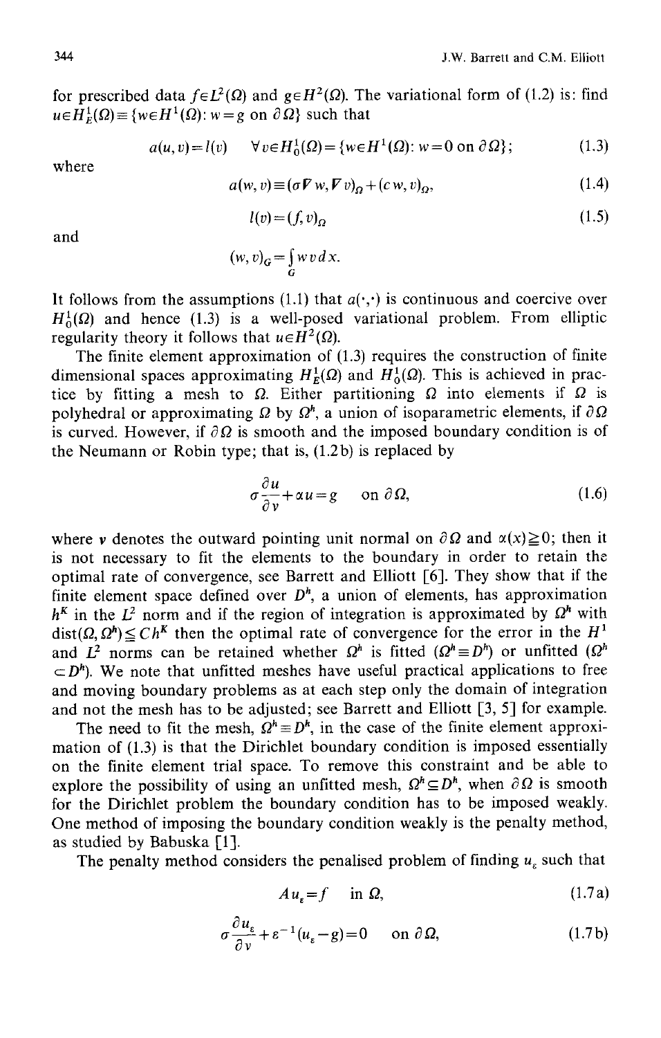for prescribed data $f \in L^2(\Omega)$ and $g \in H^2(\Omega)$. The variational form of (1.2) is: find $u \in H^1_E(\Omega) \equiv \{w \in H^1(\Omega)\colon w = g \text{ on } \partial\Omega\}$ such that

$$a(u, v) = l(v) \quad \forall v \in H^1_0(\Omega) = \{w \in H^1(\Omega)\colon w = 0 \text{ on } \partial\Omega\}; \tag{1.3}$$

where

$$a(w, v) \equiv (\sigma \nabla w, \nabla v)_\Omega + (c\, w, v)_\Omega, \tag{1.4}$$

$$l(v) = (f, v)_\Omega \tag{1.5}$$

and

$$(w, v)_G = \int_G w\, v\, dx.$$

It follows from the assumptions (1.1) that $a(\cdot,\cdot)$ is continuous and coercive over $H^1_0(\Omega)$ and hence (1.3) is a well-posed variational problem. From elliptic regularity theory it follows that $u \in H^2(\Omega)$.

The finite element approximation of (1.3) requires the construction of finite dimensional spaces approximating $H^1_E(\Omega)$ and $H^1_0(\Omega)$. This is achieved in practice by fitting a mesh to $\Omega$. Either partitioning $\Omega$ into elements if $\Omega$ is polyhedral or approximating $\Omega$ by $\Omega^h$, a union of isoparametric elements, if $\partial\Omega$ is curved. However, if $\partial\Omega$ is smooth and the imposed boundary condition is of the Neumann or Robin type; that is, (1.2b) is replaced by

$$\sigma \frac{\partial u}{\partial v} + \alpha u = g \quad \text{on } \partial\Omega, \tag{1.6}$$

where $v$ denotes the outward pointing unit normal on $\partial\Omega$ and $\alpha(x) \geqq 0$; then it is not necessary to fit the elements to the boundary in order to retain the optimal rate of convergence, see Barrett and Elliott [6]. They show that if the finite element space defined over $D^h$, a union of elements, has approximation $h^K$ in the $L^2$ norm and if the region of integration is approximated by $\Omega^h$ with $\operatorname{dist}(\Omega, \Omega^h) \leqq C h^K$ then the optimal rate of convergence for the error in the $H^1$ and $L^2$ norms can be retained whether $\Omega^h$ is fitted ($\Omega^h \equiv D^h$) or unfitted ($\Omega^h \subset D^h$). We note that unfitted meshes have useful practical applications to free and moving boundary problems as at each step only the domain of integration and not the mesh has to be adjusted; see Barrett and Elliott [3, 5] for example.

The need to fit the mesh, $\Omega^h \equiv D^h$, in the case of the finite element approximation of (1.3) is that the Dirichlet boundary condition is imposed essentially on the finite element trial space. To remove this constraint and be able to explore the possibility of using an unfitted mesh, $\Omega^h \subseteq D^h$, when $\partial\Omega$ is smooth for the Dirichlet problem the boundary condition has to be imposed weakly. One method of imposing the boundary condition weakly is the penalty method, as studied by Babuska [1].

The penalty method considers the penalised problem of finding $u_\varepsilon$ such that

$$A u_\varepsilon = f \quad \text{in } \Omega, \tag{1.7a}$$

$$\sigma \frac{\partial u_\varepsilon}{\partial v} + \varepsilon^{-1}(u_\varepsilon - g) = 0 \quad \text{on } \partial\Omega, \tag{1.7b}$$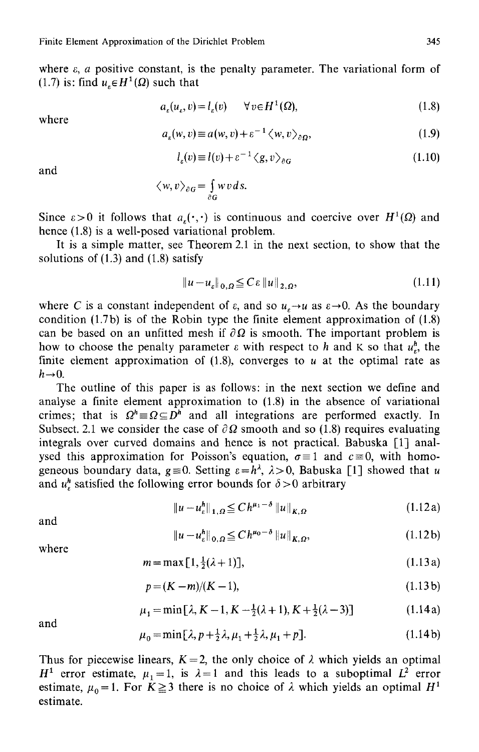where $\varepsilon$, a positive constant, is the penalty parameter. The variational form of (1.7) is: find $u_\varepsilon \in H^1(\Omega)$ such that

$$a_\varepsilon(u_\varepsilon, v) = l_\varepsilon(v) \quad \forall v \in H^1(\Omega), \tag{1.8}$$

where

$$a_\varepsilon(w, v) \equiv a(w, v) + \varepsilon^{-1} \langle w, v \rangle_{\partial\Omega}, \tag{1.9}$$

$$l_\varepsilon(v) \equiv l(v) + \varepsilon^{-1} \langle g, v \rangle_{\partial G} \tag{1.10}$$

and

$$\langle w, v \rangle_{\partial G} = \int_{\partial G} w v \, ds.$$

Since $\varepsilon > 0$ it follows that $a_\varepsilon(\cdot, \cdot)$ is continuous and coercive over $H^1(\Omega)$ and hence (1.8) is a well-posed variational problem.

It is a simple matter, see Theorem 2.1 in the next section, to show that the solutions of (1.3) and (1.8) satisfy

$$\|u - u_\varepsilon\|_{0,\Omega} \leq C \varepsilon \|u\|_{2,\Omega}, \tag{1.11}$$

where $C$ is a constant independent of $\varepsilon$, and so $u_\varepsilon \to u$ as $\varepsilon \to 0$. As the boundary condition (1.7b) is of the Robin type the finite element approximation of (1.8) can be based on an unfitted mesh if $\partial\Omega$ is smooth. The important problem is how to choose the penalty parameter $\varepsilon$ with respect to $h$ and $K$ so that $u_\varepsilon^h$, the finite element approximation of (1.8), converges to $u$ at the optimal rate as $h \to 0$.

The outline of this paper is as follows: in the next section we define and analyse a finite element approximation to (1.8) in the absence of variational crimes; that is $\Omega^h \equiv \Omega \subseteq D^h$ and all integrations are performed exactly. In Subsect. 2.1 we consider the case of $\partial\Omega$ smooth and so (1.8) requires evaluating integrals over curved domains and hence is not practical. Babuska [1] analysed this approximation for Poisson's equation, $\sigma \equiv 1$ and $c \equiv 0$, with homogeneous boundary data, $g \equiv 0$. Setting $\varepsilon = h^\lambda$, $\lambda > 0$, Babuska [1] showed that $u$ and $u_\varepsilon^h$ satisfied the following error bounds for $\delta > 0$ arbitrary

$$\|u - u_\varepsilon^h\|_{1,\Omega} \leq C h^{\mu_1 - \delta} \|u\|_{K,\Omega} \tag{1.12a}$$

and

$$\|u - u_\varepsilon^h\|_{0,\Omega} \leq C h^{\mu_0 - \delta} \|u\|_{K,\Omega}, \tag{1.12b}$$

where

$$m = \max[1, \tfrac{1}{2}(\lambda + 1)], \tag{1.13a}$$

$$p = (K - m)/(K - 1), \tag{1.13b}$$

$$\mu_1 = \min[\lambda, K - 1, K - \tfrac{1}{2}(\lambda + 1), K + \tfrac{1}{2}(\lambda - 3)] \tag{1.14a}$$

and

$$\mu_0 = \min[\lambda, p + \tfrac{1}{2}\lambda, \mu_1 + \tfrac{1}{2}\lambda, \mu_1 + p]. \tag{1.14b}$$

Thus for piecewise linears, $K = 2$, the only choice of $\lambda$ which yields an optimal $H^1$ error estimate, $\mu_1 = 1$, is $\lambda = 1$ and this leads to a suboptimal $L^2$ error estimate, $\mu_0 = 1$. For $K \geq 3$ there is no choice of $\lambda$ which yields an optimal $H^1$ estimate.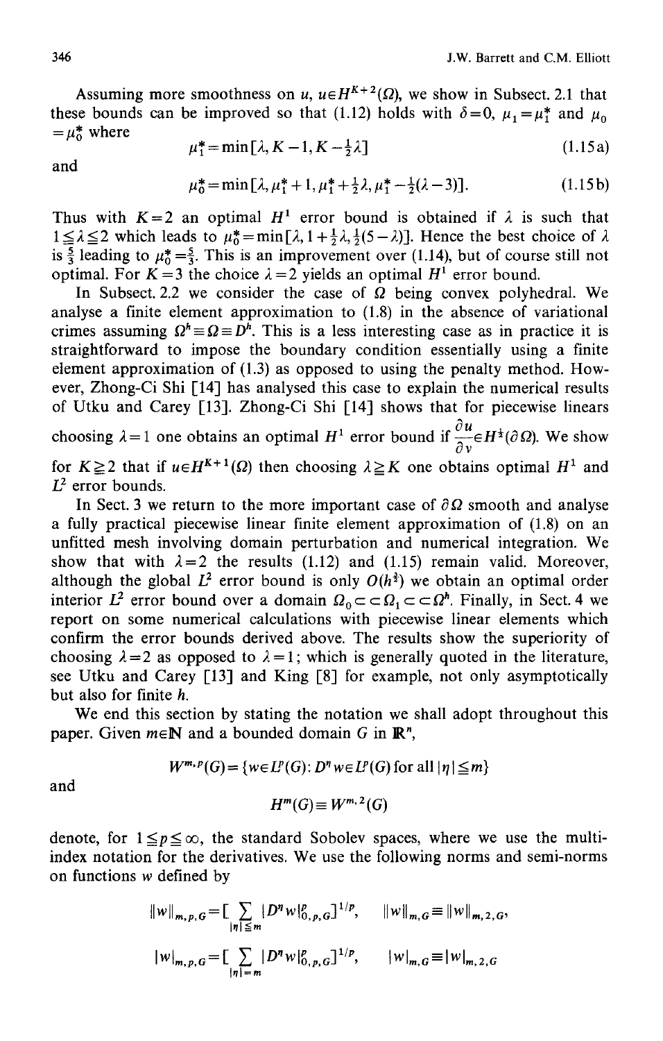Assuming more smoothness on $u$, $u \in H^{K+2}(\Omega)$, we show in Subsect. 2.1 that these bounds can be improved so that (1.12) holds with $\delta = 0$, $\mu_1 = \mu_1^*$ and $\mu_0 = \mu_0^*$ where

$$\mu_1^* = \min[\lambda, K-1, K-\tfrac{1}{2}\lambda] \tag{1.15a}$$

and

$$\mu_0^* = \min[\lambda, \mu_1^* + 1, \mu_1^* + \tfrac{1}{2}\lambda, \mu_1^* - \tfrac{1}{2}(\lambda - 3)]. \tag{1.15b}$$

Thus with $K=2$ an optimal $H^1$ error bound is obtained if $\lambda$ is such that $1 \leq \lambda \leq 2$ which leads to $\mu_0^* = \min[\lambda, 1 + \frac{1}{2}\lambda, \frac{1}{2}(5-\lambda)]$. Hence the best choice of $\lambda$ is $\frac{5}{3}$ leading to $\mu_0^* = \frac{5}{3}$. This is an improvement over (1.14), but of course still not optimal. For $K=3$ the choice $\lambda = 2$ yields an optimal $H^1$ error bound.

In Subsect. 2.2 we consider the case of $\Omega$ being convex polyhedral. We analyse a finite element approximation to (1.8) in the absence of variational crimes assuming $\Omega^h \equiv \Omega \equiv D^h$. This is a less interesting case as in practice it is straightforward to impose the boundary condition essentially using a finite element approximation of (1.3) as opposed to using the penalty method. However, Zhong-Ci Shi [14] has analysed this case to explain the numerical results of Utku and Carey [13]. Zhong-Ci Shi [14] shows that for piecewise linears choosing $\lambda = 1$ one obtains an optimal $H^1$ error bound if $\frac{\partial u}{\partial v} \in H^{\frac{1}{2}}(\partial \Omega)$. We show for $K \geq 2$ that if $u \in H^{K+1}(\Omega)$ then choosing $\lambda \geq K$ one obtains optimal $H^1$ and $L^2$ error bounds.

In Sect. 3 we return to the more important case of $\partial \Omega$ smooth and analyse a fully practical piecewise linear finite element approximation of (1.8) on an unfitted mesh involving domain perturbation and numerical integration. We show that with $\lambda = 2$ the results (1.12) and (1.15) remain valid. Moreover, although the global $L^2$ error bound is only $O(h^{\frac{3}{2}})$ we obtain an optimal order interior $L^2$ error bound over a domain $\Omega_0 \subset\subset \Omega_1 \subset\subset \Omega^h$. Finally, in Sect. 4 we report on some numerical calculations with piecewise linear elements which confirm the error bounds derived above. The results show the superiority of choosing $\lambda = 2$ as opposed to $\lambda = 1$; which is generally quoted in the literature, see Utku and Carey [13] and King [8] for example, not only asymptotically but also for finite $h$.

We end this section by stating the notation we shall adopt throughout this paper. Given $m \in \mathbb{N}$ and a bounded domain $G$ in $\mathbb{R}^n$,

$$W^{m,p}(G) = \{w \in L^p(G) \colon D^\eta w \in L^p(G) \text{ for all } |\eta| \leq m\}$$

and

$$H^m(G) \equiv W^{m,2}(G)$$

denote, for $1 \leq p \leq \infty$, the standard Sobolev spaces, where we use the multi-index notation for the derivatives. We use the following norms and semi-norms on functions $w$ defined by

$$\|w\|_{m,p,G} = [\sum_{|\eta| \leq m} |D^\eta w|_{0,p,G}^p]^{1/p}, \qquad \|w\|_{m,G} \equiv \|w\|_{m,2,G},$$

$$|w|_{m,p,G} = [\sum_{|\eta| = m} |D^\eta w|_{0,p,G}^p]^{1/p}, \qquad |w|_{m,G} \equiv |w|_{m,2,G}$$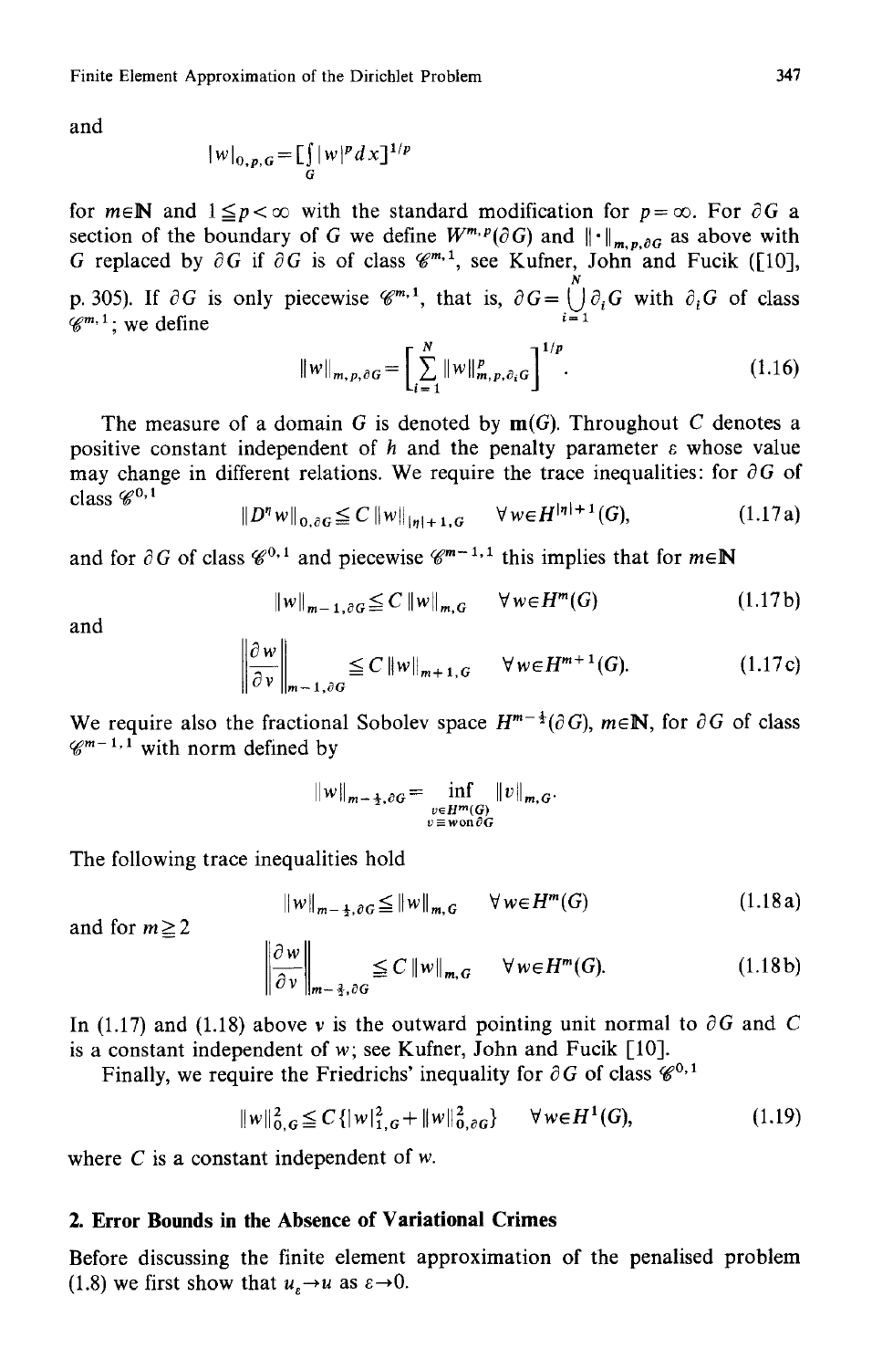and

$$|w|_{0,p,G} = [\int_G |w|^p dx]^{1/p}$$

for $m \in \mathbb{N}$ and $1 \leq p < \infty$ with the standard modification for $p = \infty$. For $\partial G$ a section of the boundary of $G$ we define $W^{m,p}(\partial G)$ and $\|\cdot\|_{m,p,\partial G}$ as above with $G$ replaced by $\partial G$ if $\partial G$ is of class $\mathscr{C}^{m,1}$, see Kufner, John and Fucik ([10], p. 305). If $\partial G$ is only piecewise $\mathscr{C}^{m,1}$, that is, $\partial G = \bigcup_{i=1}^{N} \partial_i G$ with $\partial_i G$ of class $\mathscr{C}^{m,1}$; we define

$$\|w\|_{m,p,\partial G} = \left[\sum_{i=1}^{N} \|w\|_{m,p,\partial_i G}^p\right]^{1/p}. \tag{1.16}$$

The measure of a domain $G$ is denoted by $\mathbf{m}(G)$. Throughout $C$ denotes a positive constant independent of $h$ and the penalty parameter $\varepsilon$ whose value may change in different relations. We require the trace inequalities: for $\partial G$ of class $\mathscr{C}^{0,1}$

$$\|D^\eta w\|_{0,\partial G} \leq C \|w\|_{|\eta|+1,G} \quad \forall w \in H^{|\eta|+1}(G), \tag{1.17a}$$

and for $\partial G$ of class $\mathscr{C}^{0,1}$ and piecewise $\mathscr{C}^{m-1,1}$ this implies that for $m \in \mathbb{N}$

$$\|w\|_{m-1,\partial G} \leq C \|w\|_{m,G} \quad \forall w \in H^m(G) \tag{1.17b}$$

and

$$\left\|\frac{\partial w}{\partial v}\right\|_{m-1,\partial G} \leq C \|w\|_{m+1,G} \quad \forall w \in H^{m+1}(G). \tag{1.17c}$$

We require also the fractional Sobolev space $H^{m-\frac{1}{2}}(\partial G)$, $m \in \mathbb{N}$, for $\partial G$ of class $\mathscr{C}^{m-1,1}$ with norm defined by

$$\|w\|_{m-\frac{1}{2},\partial G} = \inf_{\substack{v \in H^m(G) \\ v \equiv w \text{ on } \partial G}} \|v\|_{m,G}.$$

The following trace inequalities hold

$$\|w\|_{m-\frac{1}{2},\partial G} \leq \|w\|_{m,G} \quad \forall w \in H^m(G) \tag{1.18a}$$

and for $m \geq 2$

$$\left\|\frac{\partial w}{\partial v}\right\|_{m-\frac{3}{2},\partial G} \leq C \|w\|_{m,G} \quad \forall w \in H^m(G). \tag{1.18b}$$

In (1.17) and (1.18) above $v$ is the outward pointing unit normal to $\partial G$ and $C$ is a constant independent of $w$; see Kufner, John and Fucik [10].

Finally, we require the Friedrichs' inequality for $\partial G$ of class $\mathscr{C}^{0,1}$

$$\|w\|_{0,G}^2 \leq C\{|w|_{1,G}^2 + \|w\|_{0,\partial G}^2\} \quad \forall w \in H^1(G), \tag{1.19}$$

where $C$ is a constant independent of $w$.

## 2. Error Bounds in the Absence of Variational Crimes

Before discussing the finite element approximation of the penalised problem (1.8) we first show that $u_\varepsilon \to u$ as $\varepsilon \to 0$.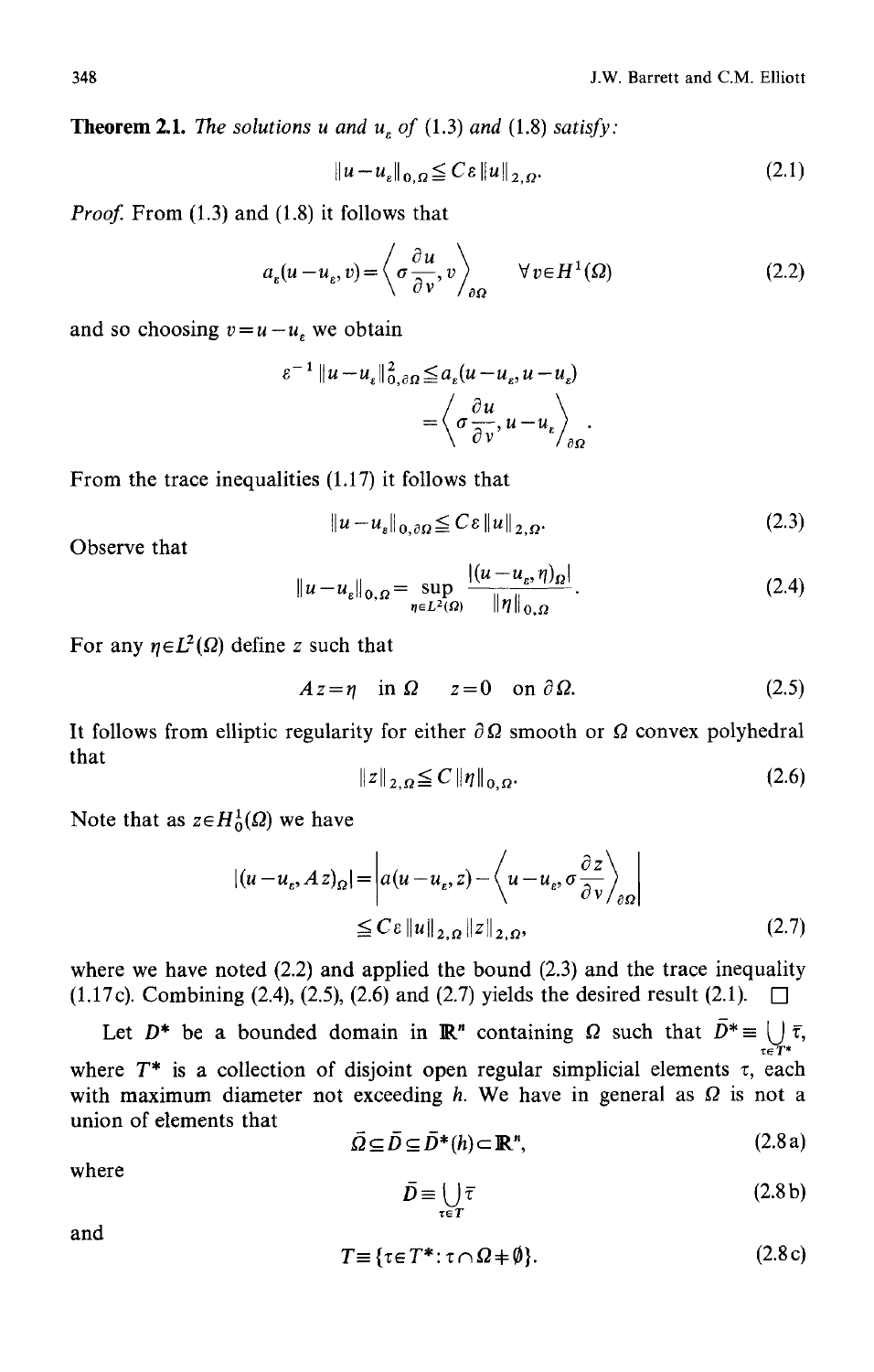**Theorem 2.1.** *The solutions $u$ and $u_\varepsilon$ of* (1.3) *and* (1.8) *satisfy:*

$$\|u-u_\varepsilon\|_{0,\Omega} \leq C\varepsilon \|u\|_{2,\Omega}. \tag{2.1}$$

*Proof.* From (1.3) and (1.8) it follows that

$$a_\varepsilon(u-u_\varepsilon, v) = \left\langle \sigma \frac{\partial u}{\partial v}, v \right\rangle_{\partial\Omega} \qquad \forall v \in H^1(\Omega) \tag{2.2}$$

and so choosing $v = u - u_\varepsilon$ we obtain

$$\begin{aligned} \varepsilon^{-1} \|u-u_\varepsilon\|_{0,\partial\Omega}^2 &\leq a_\varepsilon(u-u_\varepsilon, u-u_\varepsilon) \\ &= \left\langle \sigma \frac{\partial u}{\partial v}, u-u_\varepsilon \right\rangle_{\partial\Omega}. \end{aligned}$$

From the trace inequalities (1.17) it follows that

$$\|u-u_\varepsilon\|_{0,\partial\Omega} \leq C\varepsilon \|u\|_{2,\Omega}. \tag{2.3}$$

Observe that

$$\|u-u_\varepsilon\|_{0,\Omega} = \sup_{\eta \in L^2(\Omega)} \frac{|(u-u_\varepsilon, \eta)_\Omega|}{\|\eta\|_{0,\Omega}}. \tag{2.4}$$

For any $\eta \in L^2(\Omega)$ define $z$ such that

$$Az = \eta \quad \text{in } \Omega \qquad z = 0 \quad \text{on } \partial\Omega. \tag{2.5}$$

It follows from elliptic regularity for either $\partial\Omega$ smooth or $\Omega$ convex polyhedral that

$$\|z\|_{2,\Omega} \leq C \|\eta\|_{0,\Omega}. \tag{2.6}$$

Note that as $z \in H_0^1(\Omega)$ we have

$$\begin{aligned} |(u-u_\varepsilon, Az)_\Omega| &= \left| a(u-u_\varepsilon, z) - \left\langle u-u_\varepsilon, \sigma \frac{\partial z}{\partial v} \right\rangle_{\partial\Omega} \right| \\ &\leq C\varepsilon \|u\|_{2,\Omega} \|z\|_{2,\Omega}, \end{aligned} \tag{2.7}$$

where we have noted (2.2) and applied the bound (2.3) and the trace inequality (1.17c). Combining (2.4), (2.5), (2.6) and (2.7) yields the desired result (2.1). $\square$

Let $D^*$ be a bounded domain in $\mathbb{R}^n$ containing $\Omega$ such that $\bar{D}^* \equiv \bigcup_{\tau \in T^*} \bar{\tau}$, where $T^*$ is a collection of disjoint open regular simplicial elements $\tau$, each with maximum diameter not exceeding $h$. We have in general as $\Omega$ is not a union of elements that

$$\bar{\Omega} \subseteq \bar{D} \subseteq \bar{D}^*(h) \subset \mathbb{R}^n, \tag{2.8a}$$

where

$$\bar{D} \equiv \bigcup_{\tau \in T} \bar{\tau} \tag{2.8b}$$

and

$$T \equiv \{\tau \in T^* : \tau \cap \Omega \neq \emptyset\}. \tag{2.8c}$$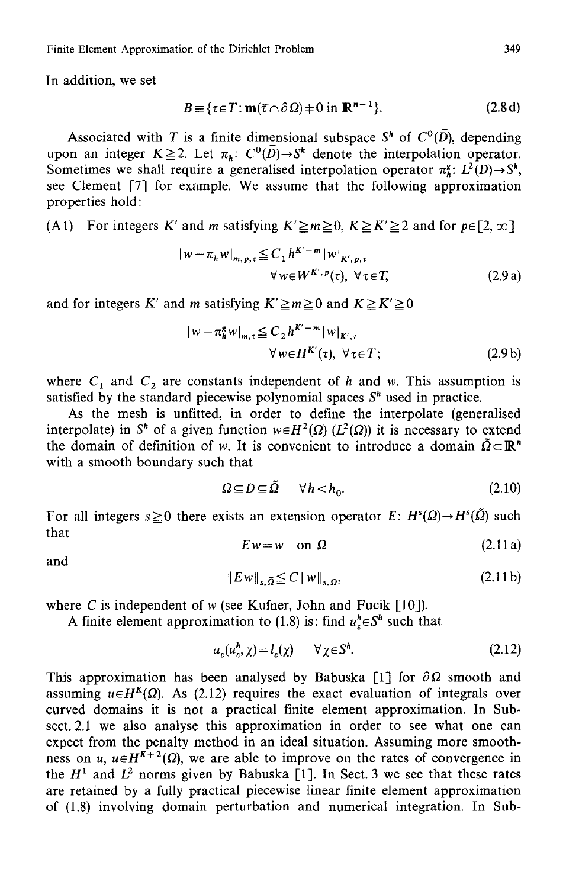In addition, we set

$$B \equiv \{\tau \in T: \mathbf{m}(\bar{\tau} \cap \partial\Omega) \neq 0 \text{ in } \mathbb{R}^{n-1}\}. \tag{2.8d}$$

Associated with $T$ is a finite dimensional subspace $S^h$ of $C^0(\bar{D})$, depending upon an integer $K \geqq 2$. Let $\pi_h$: $C^0(\bar{D}) \to S^h$ denote the interpolation operator. Sometimes we shall require a generalised interpolation operator $\pi_h^g$: $L^2(D) \to S^h$, see Clement [7] for example. We assume that the following approximation properties hold:

(A1) For integers $K'$ and $m$ satisfying $K' \geqq m \geqq 0$, $K \geqq K' \geqq 2$ and for $p \in [2, \infty]$

$$|w - \pi_h w|_{m,p,\tau} \leqq C_1 h^{K'-m} |w|_{K',p,\tau} \qquad \forall w \in W^{K',p}(\tau),\ \forall \tau \in T, \tag{2.9a}$$

and for integers $K'$ and $m$ satisfying $K' \geqq m \geqq 0$ and $K \geqq K' \geqq 0$

$$|w - \pi_h^g w|_{m,\tau} \leqq C_2 h^{K'-m} |w|_{K',\tau} \qquad \forall w \in H^{K'}(\tau),\ \forall \tau \in T; \tag{2.9b}$$

where $C_1$ and $C_2$ are constants independent of $h$ and $w$. This assumption is satisfied by the standard piecewise polynomial spaces $S^h$ used in practice.

As the mesh is unfitted, in order to define the interpolate (generalised interpolate) in $S^h$ of a given function $w \in H^2(\Omega)$ ($L^2(\Omega)$) it is necessary to extend the domain of definition of $w$. It is convenient to introduce a domain $\tilde{\Omega} \subset \mathbb{R}^n$ with a smooth boundary such that

$$\Omega \subseteq D \subseteq \tilde{\Omega} \qquad \forall h < h_0. \tag{2.10}$$

For all integers $s \geqq 0$ there exists an extension operator $E$: $H^s(\Omega) \to H^s(\tilde{\Omega})$ such that

$$Ew = w \quad \text{on } \Omega \tag{2.11a}$$

and

$$\|Ew\|_{s,\tilde{\Omega}} \leqq C \|w\|_{s,\Omega}, \tag{2.11b}$$

where $C$ is independent of $w$ (see Kufner, John and Fucik [10]).

A finite element approximation to (1.8) is: find $u_\varepsilon^h \in S^h$ such that

$$a_\varepsilon(u_\varepsilon^h, \chi) = l_\varepsilon(\chi) \qquad \forall \chi \in S^h. \tag{2.12}$$

This approximation has been analysed by Babuska [1] for $\partial\Omega$ smooth and assuming $u \in H^K(\Omega)$. As (2.12) requires the exact evaluation of integrals over curved domains it is not a practical finite element approximation. In Subsect. 2.1 we also analyse this approximation in order to see what one can expect from the penalty method in an ideal situation. Assuming more smoothness on $u$, $u \in H^{K+2}(\Omega)$, we are able to improve on the rates of convergence in the $H^1$ and $L^2$ norms given by Babuska [1]. In Sect. 3 we see that these rates are retained by a fully practical piecewise linear finite element approximation of (1.8) involving domain perturbation and numerical integration. In Sub-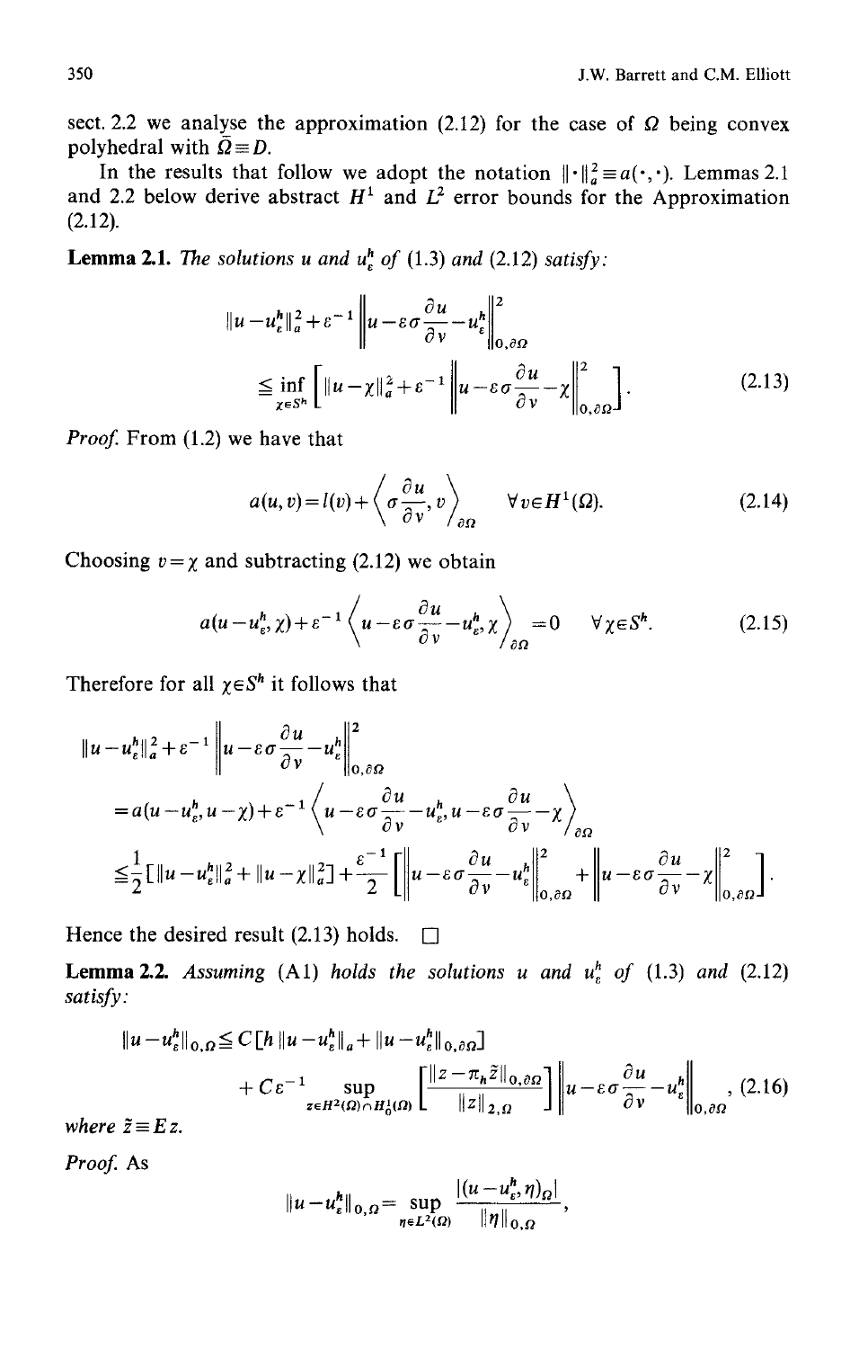sect. 2.2 we analyse the approximation (2.12) for the case of $\Omega$ being convex polyhedral with $\bar{\Omega} \equiv D$.

In the results that follow we adopt the notation $\|\cdot\|_a^2 \equiv a(\cdot,\cdot)$. Lemmas 2.1 and 2.2 below derive abstract $H^1$ and $L^2$ error bounds for the Approximation (2.12).

**Lemma 2.1.** *The solutions $u$ and $u_\varepsilon^h$ of* (1.3) *and* (2.12) *satisfy:*

$$\|u-u_\varepsilon^h\|_a^2 + \varepsilon^{-1}\left\|u-\varepsilon\sigma\frac{\partial u}{\partial v}-u_\varepsilon^h\right\|_{0,\partial\Omega}^2 \leq \inf_{\chi\in S^h}\left[\|u-\chi\|_a^2+\varepsilon^{-1}\left\|u-\varepsilon\sigma\frac{\partial u}{\partial v}-\chi\right\|_{0,\partial\Omega}^2\right]. \tag{2.13}$$

*Proof.* From (1.2) we have that

$$a(u,v)=l(v)+\left\langle\sigma\frac{\partial u}{\partial v},v\right\rangle_{\partial\Omega} \qquad \forall v\in H^1(\Omega). \tag{2.14}$$

Choosing $v=\chi$ and subtracting (2.12) we obtain

$$a(u-u_\varepsilon^h,\chi)+\varepsilon^{-1}\left\langle u-\varepsilon\sigma\frac{\partial u}{\partial v}-u_\varepsilon^h,\chi\right\rangle_{\partial\Omega}=0 \qquad \forall\chi\in S^h. \tag{2.15}$$

Therefore for all $\chi\in S^h$ it follows that

$$\begin{aligned}
&\|u-u_\varepsilon^h\|_a^2+\varepsilon^{-1}\left\|u-\varepsilon\sigma\frac{\partial u}{\partial v}-u_\varepsilon^h\right\|_{0,\partial\Omega}^2 \\
&=a(u-u_\varepsilon^h,u-\chi)+\varepsilon^{-1}\left\langle u-\varepsilon\sigma\frac{\partial u}{\partial v}-u_\varepsilon^h,u-\varepsilon\sigma\frac{\partial u}{\partial v}-\chi\right\rangle_{\partial\Omega} \\
&\leq\frac{1}{2}\left[\|u-u_\varepsilon^h\|_a^2+\|u-\chi\|_a^2\right]+\frac{\varepsilon^{-1}}{2}\left[\left\|u-\varepsilon\sigma\frac{\partial u}{\partial v}-u_\varepsilon^h\right\|_{0,\partial\Omega}^2+\left\|u-\varepsilon\sigma\frac{\partial u}{\partial v}-\chi\right\|_{0,\partial\Omega}^2\right].
\end{aligned}$$

Hence the desired result (2.13) holds. $\square$

**Lemma 2.2.** *Assuming* (A1) *holds the solutions $u$ and $u_\varepsilon^h$ of* (1.3) *and* (2.12) *satisfy:*

$$\|u-u_\varepsilon^h\|_{0,\Omega}\leq C\left[h\|u-u_\varepsilon^h\|_a+\|u-u_\varepsilon^h\|_{0,\partial\Omega}\right] + C\varepsilon^{-1}\sup_{z\in H^2(\Omega)\cap H_0^1(\Omega)}\left[\frac{\|z-\pi_h\tilde{z}\|_{0,\partial\Omega}}{\|z\|_{2,\Omega}}\right]\left\|u-\varepsilon\sigma\frac{\partial u}{\partial v}-u_\varepsilon^h\right\|_{0,\partial\Omega}, \tag{2.16}$$

*where $\tilde{z}\equiv Ez$.*

*Proof.* As

$$\|u-u_\varepsilon^h\|_{0,\Omega}=\sup_{\eta\in L^2(\Omega)}\frac{|(u-u_\varepsilon^h,\eta)_\Omega|}{\|\eta\|_{0,\Omega}},$$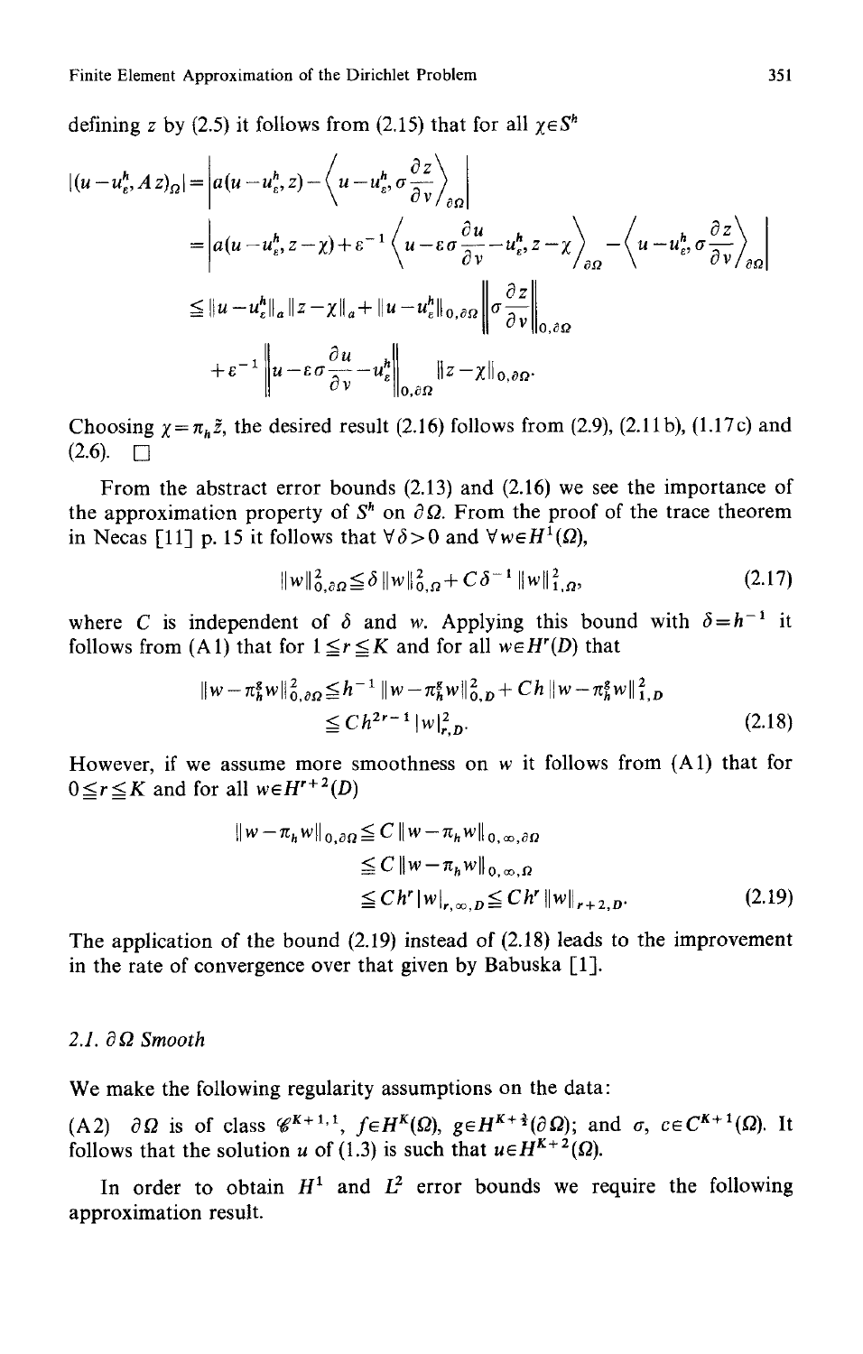defining $z$ by (2.5) it follows from (2.15) that for all $\chi \in S^h$

$$
\begin{aligned}
|(u-u_\varepsilon^h, A z)_\Omega| &= \left| a(u-u_\varepsilon^h, z) - \left\langle u-u_\varepsilon^h, \sigma \frac{\partial z}{\partial v} \right\rangle_{\partial\Omega} \right| \\
&= \left| a(u-u_\varepsilon^h, z-\chi) + \varepsilon^{-1} \left\langle u - \varepsilon\sigma \frac{\partial u}{\partial v} - u_\varepsilon^h, z-\chi \right\rangle_{\partial\Omega} - \left\langle u-u_\varepsilon^h, \sigma \frac{\partial z}{\partial v} \right\rangle_{\partial\Omega} \right| \\
&\leq \|u-u_\varepsilon^h\|_a \|z-\chi\|_a + \|u-u_\varepsilon^h\|_{0,\partial\Omega} \left\| \sigma \frac{\partial z}{\partial v} \right\|_{0,\partial\Omega} \\
&\quad + \varepsilon^{-1} \left\| u - \varepsilon\sigma \frac{\partial u}{\partial v} - u_\varepsilon^h \right\|_{0,\partial\Omega} \|z-\chi\|_{0,\partial\Omega}.
\end{aligned}
$$

Choosing $\chi = \pi_h z$, the desired result (2.16) follows from (2.9), (2.11b), (1.17c) and (2.6). $\square$

From the abstract error bounds (2.13) and (2.16) we see the importance of the approximation property of $S^h$ on $\partial\Omega$. From the proof of the trace theorem in Necas [11] p. 15 it follows that $\forall \delta > 0$ and $\forall w \in H^1(\Omega)$,

$$
\|w\|_{0,\partial\Omega}^2 \leq \delta \|w\|_{0,\Omega}^2 + C\delta^{-1} \|w\|_{1,\Omega}^2, \tag{2.17}
$$

where $C$ is independent of $\delta$ and $w$. Applying this bound with $\delta = h^{-1}$ it follows from (A1) that for $1 \leq r \leq K$ and for all $w \in H^r(D)$ that

$$
\begin{aligned}
\|w-\pi_h^g w\|_{0,\partial\Omega}^2 &\leq h^{-1} \|w-\pi_h^g w\|_{0,D}^2 + Ch \|w-\pi_h^g w\|_{1,D}^2 \\
&\leq C h^{2r-1} |w|_{r,D}^2.
\end{aligned} \tag{2.18}
$$

However, if we assume more smoothness on $w$ it follows from (A1) that for $0 \leq r \leq K$ and for all $w \in H^{r+2}(D)$

$$
\begin{aligned}
\|w-\pi_h w\|_{0,\partial\Omega} &\leq C \|w-\pi_h w\|_{0,\infty,\partial\Omega} \\
&\leq C \|w-\pi_h w\|_{0,\infty,\Omega} \\
&\leq C h^r |w|_{r,\infty,D} \leq C h^r \|w\|_{r+2,D}.
\end{aligned} \tag{2.19}
$$

The application of the bound (2.19) instead of (2.18) leads to the improvement in the rate of convergence over that given by Babuska [1].

### 2.1. $\partial\Omega$ Smooth

We make the following regularity assumptions on the data:

(A2) $\partial\Omega$ is of class $\mathscr{C}^{K+1,1}$, $f \in H^K(\Omega)$, $g \in H^{K+\frac{3}{2}}(\partial\Omega)$; and $\sigma$, $c \in C^{K+1}(\Omega)$. It follows that the solution $u$ of (1.3) is such that $u \in H^{K+2}(\Omega)$.

In order to obtain $H^1$ and $L^2$ error bounds we require the following approximation result.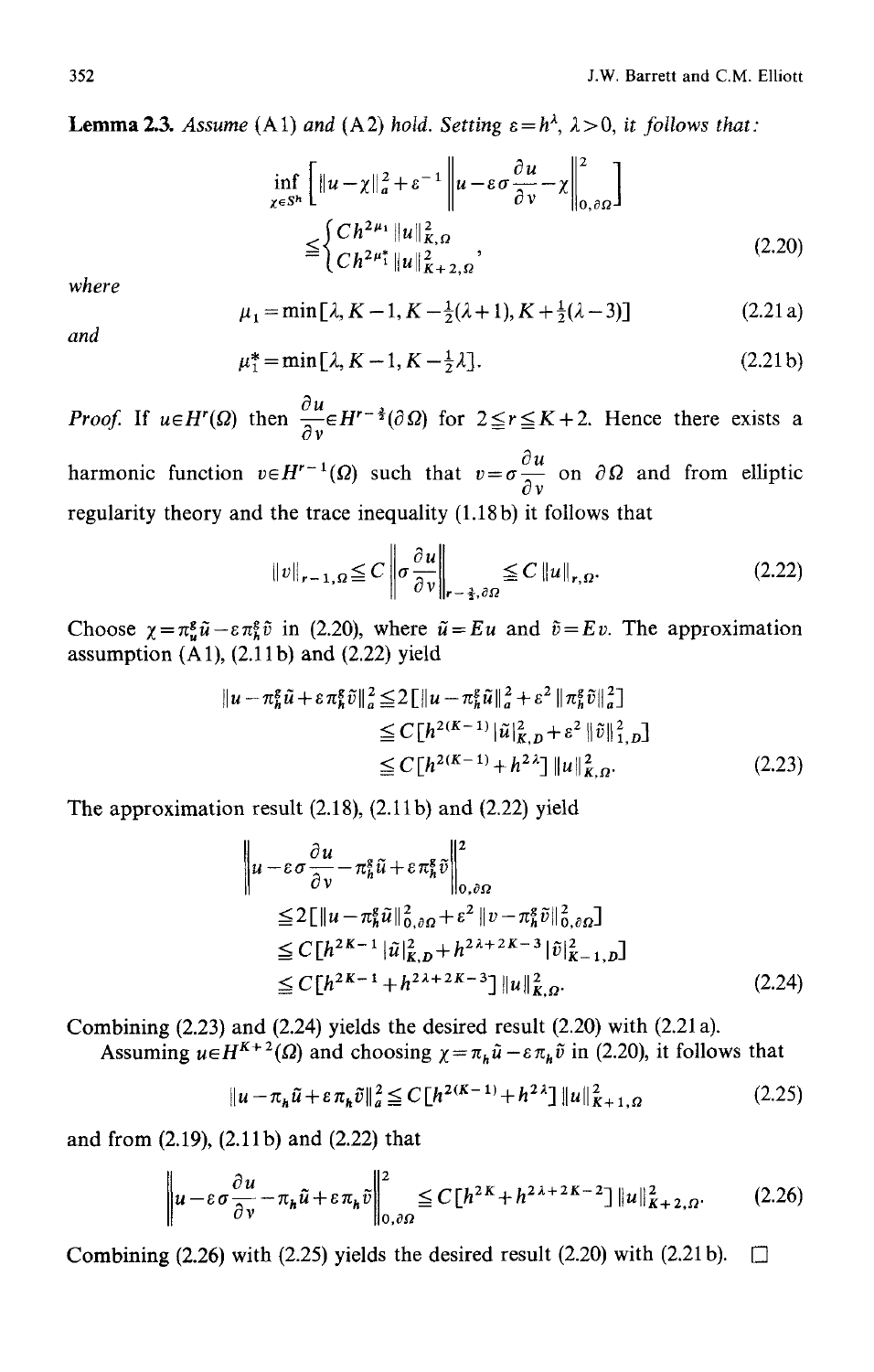**Lemma 2.3.** *Assume* (A1) *and* (A2) *hold. Setting* $\varepsilon = h^\lambda$, $\lambda > 0$, *it follows that:*

$$\inf_{\chi \in S^h} \left[ \|u-\chi\|_a^2 + \varepsilon^{-1} \left\| u - \varepsilon\sigma \frac{\partial u}{\partial v} - \chi \right\|_{0,\partial\Omega}^2 \right] \leq \begin{cases} C h^{2\mu_1} \|u\|_{K,\Omega}^2 \\ C h^{2\mu_1^*} \|u\|_{K+2,\Omega}^2 \end{cases}, \tag{2.20}$$

where

$$\mu_1 = \min[\lambda, K-1, K - \tfrac{1}{2}(\lambda+1), K + \tfrac{1}{2}(\lambda-3)] \tag{2.21a}$$

and

$$\mu_1^* = \min[\lambda, K-1, K - \tfrac{1}{2}\lambda]. \tag{2.21b}$$

*Proof.* If $u \in H^r(\Omega)$ then $\dfrac{\partial u}{\partial v} \in H^{r-\frac{3}{2}}(\partial\Omega)$ for $2 \leq r \leq K+2$. Hence there exists a harmonic function $v \in H^{r-1}(\Omega)$ such that $v = \sigma \dfrac{\partial u}{\partial v}$ on $\partial\Omega$ and from elliptic regularity theory and the trace inequality (1.18b) it follows that

$$\|v\|_{r-1,\Omega} \leq C \left\| \sigma \frac{\partial u}{\partial v} \right\|_{r-\frac{3}{2},\partial\Omega} \leq C \|u\|_{r,\Omega}. \tag{2.22}$$

Choose $\chi = \pi_h^g \tilde{u} - \varepsilon \pi_h^g \tilde{v}$ in (2.20), where $\tilde{u} = Eu$ and $\tilde{v} = Ev$. The approximation assumption (A1), (2.11b) and (2.22) yield

$$\begin{aligned} \|u - \pi_h^g \tilde{u} + \varepsilon \pi_h^g \tilde{v}\|_a^2 &\leq 2[\|u - \pi_h^g \tilde{u}\|_a^2 + \varepsilon^2 \|\pi_h^g \tilde{v}\|_a^2] \\ &\leq C[h^{2(K-1)} |\tilde{u}|_{K,D}^2 + \varepsilon^2 \|\tilde{v}\|_{1,D}^2] \\ &\leq C[h^{2(K-1)} + h^{2\lambda}] \|u\|_{K,\Omega}^2. \end{aligned} \tag{2.23}$$

The approximation result (2.18), (2.11b) and (2.22) yield

$$\begin{aligned} &\left\| u - \varepsilon\sigma \frac{\partial u}{\partial v} - \pi_h^g \tilde{u} + \varepsilon \pi_h^g \tilde{v} \right\|_{0,\partial\Omega}^2 \\ &\leq 2[\|u - \pi_h^g \tilde{u}\|_{0,\partial\Omega}^2 + \varepsilon^2 \|v - \pi_h^g \tilde{v}\|_{0,\partial\Omega}^2] \\ &\leq C[h^{2K-1} |\tilde{u}|_{K,D}^2 + h^{2\lambda+2K-3} |\tilde{v}|_{K-1,D}^2] \\ &\leq C[h^{2K-1} + h^{2\lambda+2K-3}] \|u\|_{K,\Omega}^2. \end{aligned} \tag{2.24}$$

Combining (2.23) and (2.24) yields the desired result (2.20) with (2.21a).

Assuming $u \in H^{K+2}(\Omega)$ and choosing $\chi = \pi_h \tilde{u} - \varepsilon \pi_h \tilde{v}$ in (2.20), it follows that

$$\|u - \pi_h \tilde{u} + \varepsilon \pi_h \tilde{v}\|_a^2 \leq C[h^{2(K-1)} + h^{2\lambda}] \|u\|_{K+1,\Omega}^2 \tag{2.25}$$

and from (2.19), (2.11b) and (2.22) that

$$\left\| u - \varepsilon\sigma \frac{\partial u}{\partial v} - \pi_h \tilde{u} + \varepsilon \pi_h \tilde{v} \right\|_{0,\partial\Omega}^2 \leq C[h^{2K} + h^{2\lambda+2K-2}] \|u\|_{K+2,\Omega}^2. \tag{2.26}$$

Combining (2.26) with (2.25) yields the desired result (2.20) with (2.21b). $\square$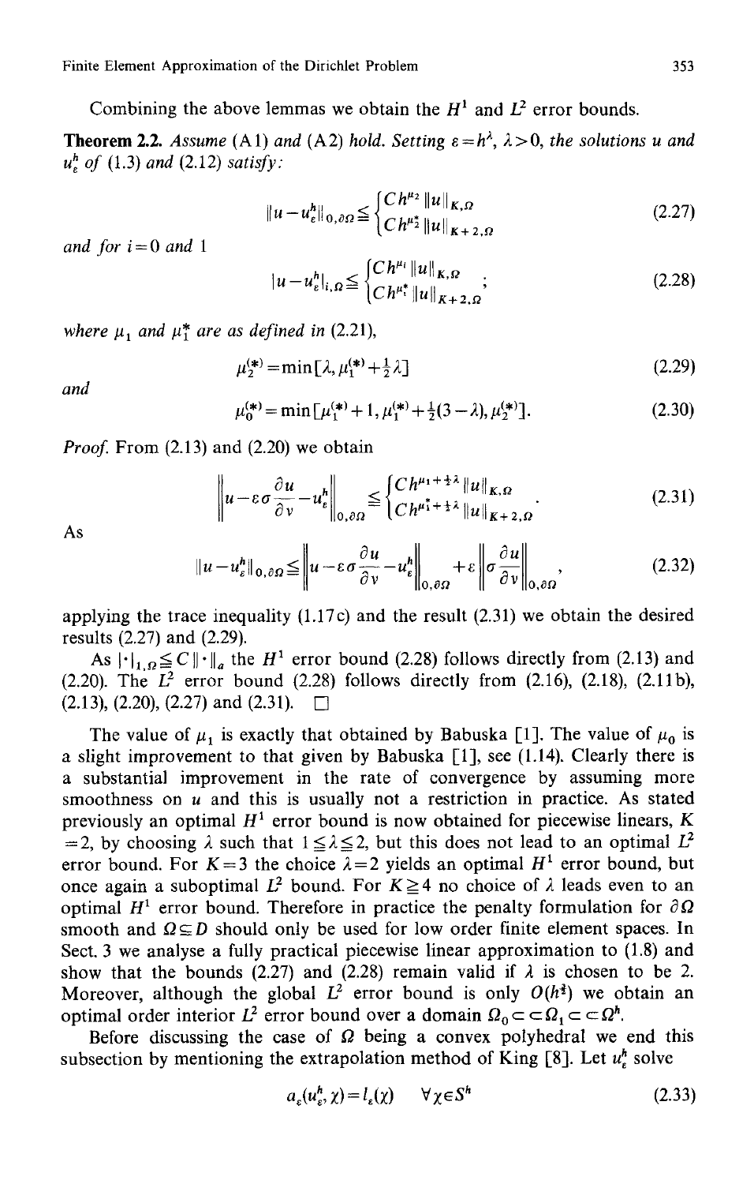Combining the above lemmas we obtain the $H^1$ and $L^2$ error bounds.

**Theorem 2.2.** *Assume* (A1) *and* (A2) *hold. Setting* $\varepsilon = h^\lambda$, $\lambda > 0$, *the solutions* $u$ *and* $u_\varepsilon^h$ *of* (1.3) *and* (2.12) *satisfy:*

$$\|u - u_\varepsilon^h\|_{0,\partial\Omega} \leqq \begin{cases} C h^{\mu_2} \|u\|_{K,\Omega} \\ C h^{\mu_2^*} \|u\|_{K+2,\Omega} \end{cases} \tag{2.27}$$

*and for* $i = 0$ *and* 1

$$|u - u_\varepsilon^h|_{i,\Omega} \leqq \begin{cases} C h^{\mu_i} \|u\|_{K,\Omega} \\ C h^{\mu_i^*} \|u\|_{K+2,\Omega} \end{cases}; \tag{2.28}$$

*where* $\mu_1$ *and* $\mu_1^*$ *are as defined in* (2.21),

$$\mu_2^{(*)} = \min[\lambda, \mu_1^{(*)} + \tfrac{1}{2}\lambda] \tag{2.29}$$

*and*

$$\mu_0^{(*)} = \min[\mu_1^{(*)} + 1, \mu_1^{(*)} + \tfrac{1}{2}(3 - \lambda), \mu_2^{(*)}]. \tag{2.30}$$

*Proof.* From (2.13) and (2.20) we obtain

$$\left\| u - \varepsilon\sigma \frac{\partial u}{\partial v} - u_\varepsilon^h \right\|_{0,\partial\Omega} \leqq \begin{cases} C h^{\mu_1 + \frac{1}{2}\lambda} \|u\|_{K,\Omega} \\ C h^{\mu_1^* + \frac{1}{2}\lambda} \|u\|_{K+2,\Omega} \end{cases}. \tag{2.31}$$

As

$$\|u - u_\varepsilon^h\|_{0,\partial\Omega} \leqq \left\| u - \varepsilon\sigma \frac{\partial u}{\partial v} - u_\varepsilon^h \right\|_{0,\partial\Omega} + \varepsilon \left\| \sigma \frac{\partial u}{\partial v} \right\|_{0,\partial\Omega}, \tag{2.32}$$

applying the trace inequality (1.17c) and the result (2.31) we obtain the desired results (2.27) and (2.29).

As $|\cdot|_{1,\Omega} \leqq C \|\cdot\|_a$ the $H^1$ error bound (2.28) follows directly from (2.13) and (2.20). The $L^2$ error bound (2.28) follows directly from (2.16), (2.18), (2.11b), (2.13), (2.20), (2.27) and (2.31). $\square$

The value of $\mu_1$ is exactly that obtained by Babuska [1]. The value of $\mu_0$ is a slight improvement to that given by Babuska [1], see (1.14). Clearly there is a substantial improvement in the rate of convergence by assuming more smoothness on $u$ and this is usually not a restriction in practice. As stated previously an optimal $H^1$ error bound is now obtained for piecewise linears, $K = 2$, by choosing $\lambda$ such that $1 \leqq \lambda \leqq 2$, but this does not lead to an optimal $L^2$ error bound. For $K = 3$ the choice $\lambda = 2$ yields an optimal $H^1$ error bound, but once again a suboptimal $L^2$ bound. For $K \geqq 4$ no choice of $\lambda$ leads even to an optimal $H^1$ error bound. Therefore in practice the penalty formulation for $\partial\Omega$ smooth and $\Omega \subseteq D$ should only be used for low order finite element spaces. In Sect. 3 we analyse a fully practical piecewise linear approximation to (1.8) and show that the bounds (2.27) and (2.28) remain valid if $\lambda$ is chosen to be 2. Moreover, although the global $L^2$ error bound is only $O(h^{\frac{3}{2}})$ we obtain an optimal order interior $L^2$ error bound over a domain $\Omega_0 \subset\subset \Omega_1 \subset\subset \Omega^h$.

Before discussing the case of $\Omega$ being a convex polyhedral we end this subsection by mentioning the extrapolation method of King [8]. Let $u_\varepsilon^h$ solve

$$a_\varepsilon(u_\varepsilon^h, \chi) = l_\varepsilon(\chi) \quad \forall \chi \in S^h \tag{2.33}$$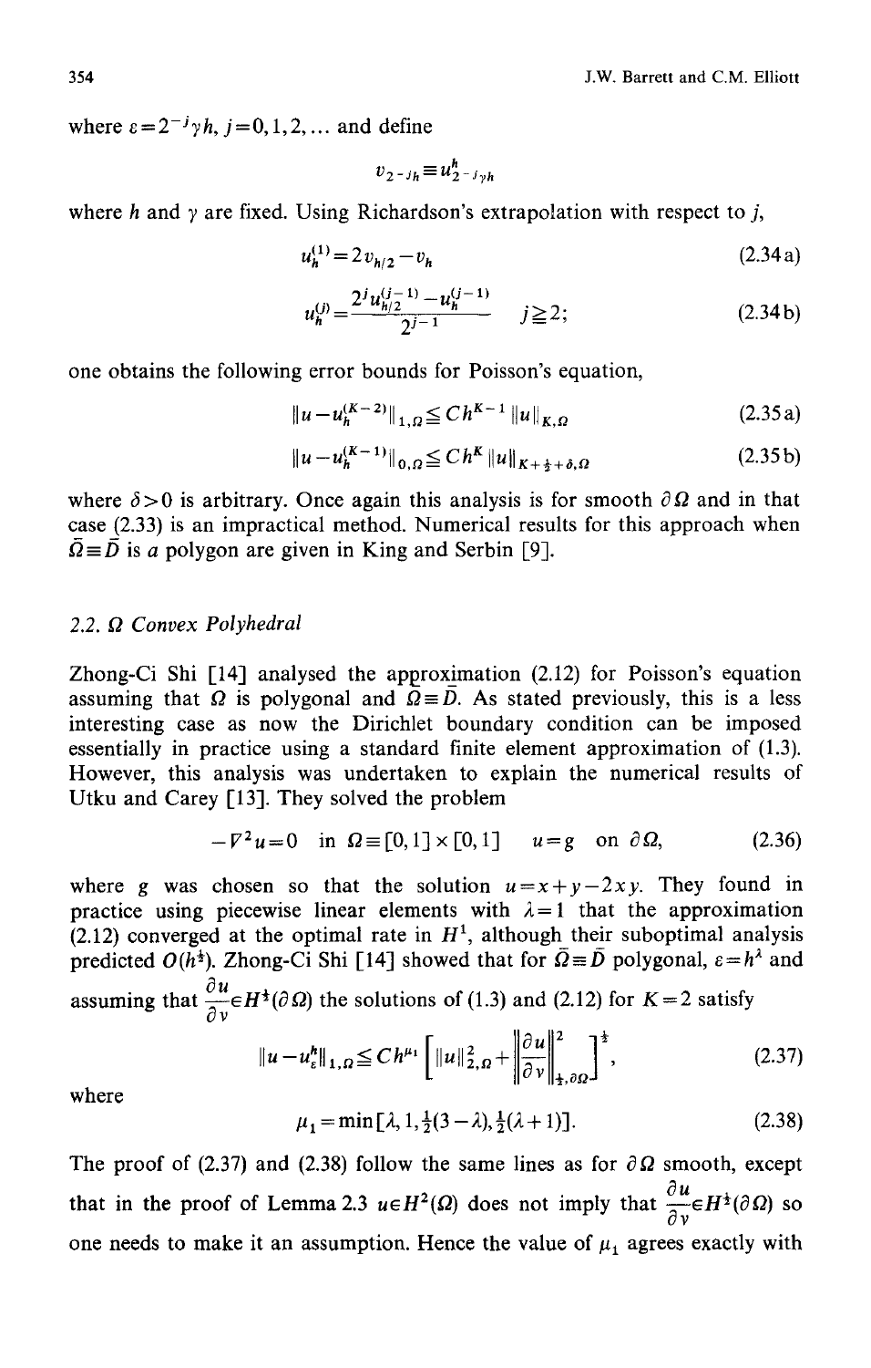where $\varepsilon = 2^{-j}\gamma h$, $j = 0, 1, 2, \ldots$ and define

$$v_{2^{-j}h} \equiv u^h_{2^{-j}\gamma h}$$

where $h$ and $\gamma$ are fixed. Using Richardson's extrapolation with respect to $j$,

$$u_h^{(1)} = 2v_{h/2} - v_h \tag{2.34a}$$

$$u_h^{(j)} = \frac{2^j u_{h/2}^{(j-1)} - u_h^{(j-1)}}{2^j - 1} \qquad j \geqq 2; \tag{2.34b}$$

one obtains the following error bounds for Poisson's equation,

$$\|u - u_h^{(K-2)}\|_{1,\Omega} \leqq C h^{K-1} \|u\|_{K,\Omega} \tag{2.35a}$$

$$\|u - u_h^{(K-1)}\|_{0,\Omega} \leqq C h^{K} \|u\|_{K+\frac{1}{2}+\delta,\Omega} \tag{2.35b}$$

where $\delta > 0$ is arbitrary. Once again this analysis is for smooth $\partial\Omega$ and in that case (2.33) is an impractical method. Numerical results for this approach when $\bar{\Omega} \equiv \bar{D}$ is *a* polygon are given in King and Serbin [9].

### 2.2. $\Omega$ Convex Polyhedral

Zhong-Ci Shi [14] analysed the approximation (2.12) for Poisson's equation assuming that $\Omega$ is polygonal and $\bar{\Omega} \equiv \bar{D}$. As stated previously, this is a less interesting case as now the Dirichlet boundary condition can be imposed essentially in practice using a standard finite element approximation of (1.3). However, this analysis was undertaken to explain the numerical results of Utku and Carey [13]. They solved the problem

$$-\nabla^2 u = 0 \quad \text{in } \Omega \equiv [0,1] \times [0,1] \qquad u = g \quad \text{on } \partial\Omega, \tag{2.36}$$

where $g$ was chosen so that the solution $u = x + y - 2xy$. They found in practice using piecewise linear elements with $\lambda = 1$ that the approximation (2.12) converged at the optimal rate in $H^1$, although their suboptimal analysis predicted $O(h^{\frac{1}{2}})$. Zhong-Ci Shi [14] showed that for $\bar{\Omega} \equiv \bar{D}$ polygonal, $\varepsilon = h^\lambda$ and assuming that $\frac{\partial u}{\partial v} \in H^{\frac{1}{2}}(\partial\Omega)$ the solutions of (1.3) and (2.12) for $K = 2$ satisfy

$$\|u - u_\varepsilon^h\|_{1,\Omega} \leqq C h^{\mu_1} \left[ \|u\|_{2,\Omega}^2 + \left\| \frac{\partial u}{\partial v} \right\|_{\frac{1}{2},\partial\Omega}^2 \right]^{\frac{1}{2}}, \tag{2.37}$$

where

$$\mu_1 = \min\left[\lambda, 1, \tfrac{1}{2}(3 - \lambda), \tfrac{1}{2}(\lambda + 1)\right]. \tag{2.38}$$

The proof of (2.37) and (2.38) follow the same lines as for $\partial\Omega$ smooth, except that in the proof of Lemma 2.3 $u \in H^2(\Omega)$ does not imply that $\frac{\partial u}{\partial v} \in H^{\frac{1}{2}}(\partial\Omega)$ so one needs to make it an assumption. Hence the value of $\mu_1$ agrees exactly with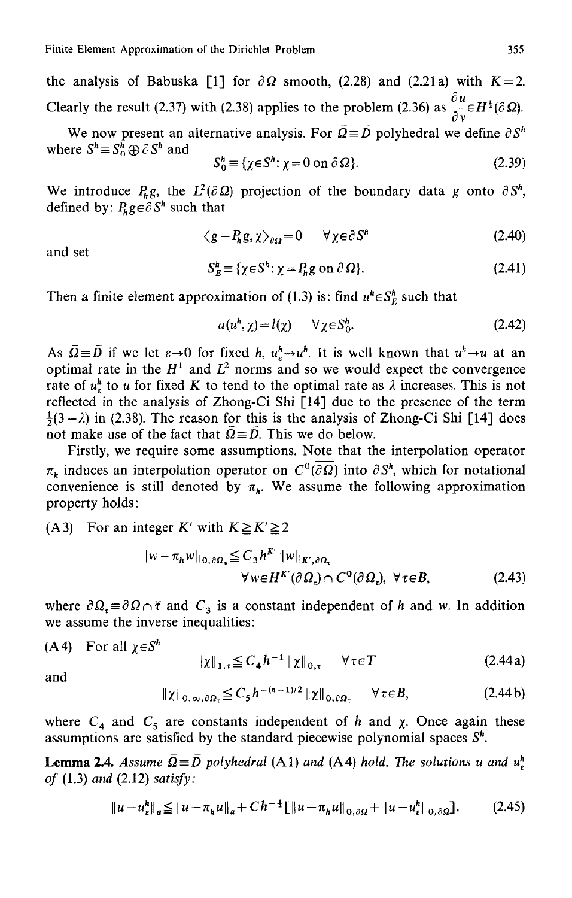the analysis of Babuska [1] for $\partial\Omega$ smooth, (2.28) and (2.21a) with $K=2$. Clearly the result (2.37) with (2.38) applies to the problem (2.36) as $\frac{\partial u}{\partial v} \in H^{\frac{1}{2}}(\partial\Omega)$.

We now present an alternative analysis. For $\bar{\Omega} \equiv \bar{D}$ polyhedral we define $\partial S^h$ where $S^h \equiv S_0^h \oplus \partial S^h$ and

$$S_0^h \equiv \{\chi \in S^h : \chi = 0 \text{ on } \partial\Omega\}. \tag{2.39}$$

We introduce $P_h g$, the $L^2(\partial\Omega)$ projection of the boundary data $g$ onto $\partial S^h$, defined by: $P_h g \in \partial S^h$ such that

$$\langle g - P_h g, \chi\rangle_{\partial\Omega} = 0 \qquad \forall \chi \in \partial S^h \tag{2.40}$$

and set

$$S_E^h \equiv \{\chi \in S^h : \chi = P_h g \text{ on } \partial\Omega\}. \tag{2.41}$$

Then a finite element approximation of (1.3) is: find $u^h \in S_E^h$ such that

$$a(u^h, \chi) = l(\chi) \qquad \forall \chi \in S_0^h. \tag{2.42}$$

As $\bar{\Omega} \equiv \bar{D}$ if we let $\varepsilon \to 0$ for fixed $h$, $u_\varepsilon^h \to u^h$. It is well known that $u^h \to u$ at an optimal rate in the $H^1$ and $L^2$ norms and so we would expect the convergence rate of $u_\varepsilon^h$ to $u$ for fixed $K$ to tend to the optimal rate as $\lambda$ increases. This is not reflected in the analysis of Zhong-Ci Shi [14] due to the presence of the term $\frac{1}{2}(3-\lambda)$ in (2.38). The reason for this is the analysis of Zhong-Ci Shi [14] does not make use of the fact that $\bar{\Omega} \equiv \bar{D}$. This we do below.

Firstly, we require some assumptions. Note that the interpolation operator $\pi_h$ induces an interpolation operator on $C^0(\overline{\partial\Omega})$ into $\partial S^h$, which for notational convenience is still denoted by $\pi_h$. We assume the following approximation property holds:

(A3) For an integer $K'$ with $K \geqq K' \geqq 2$

$$\|w - \pi_h w\|_{0,\partial\Omega_\tau} \leqq C_3 h^{K'} \|w\|_{K',\partial\Omega_\tau} \qquad \forall w \in H^{K'}(\partial\Omega_\tau) \cap C^0(\partial\Omega_\tau),\ \forall \tau \in B, \tag{2.43}$$

where $\partial\Omega_\tau \equiv \partial\Omega \cap \bar{\tau}$ and $C_3$ is a constant independent of $h$ and $w$. In addition we assume the inverse inequalities:

(A4) For all $\chi \in S^h$

$$\|\chi\|_{1,\tau} \leqq C_4 h^{-1} \|\chi\|_{0,\tau} \qquad \forall \tau \in T \tag{2.44a}$$

and

$$\|\chi\|_{0,\infty,\partial\Omega_\tau} \leqq C_5 h^{-(n-1)/2} \|\chi\|_{0,\partial\Omega_\tau} \qquad \forall \tau \in B, \tag{2.44b}$$

where $C_4$ and $C_5$ are constants independent of $h$ and $\chi$. Once again these assumptions are satisfied by the standard piecewise polynomial spaces $S^h$.

**Lemma 2.4.** *Assume $\bar{\Omega} \equiv \bar{D}$ polyhedral* (A1) *and* (A4) *hold. The solutions $u$ and $u_\varepsilon^h$ of* (1.3) *and* (2.12) *satisfy:*

$$\|u - u_\varepsilon^h\|_a \leqq \|u - \pi_h u\|_a + C h^{-\frac{1}{2}} [\|u - \pi_h u\|_{0,\partial\Omega} + \|u - u_\varepsilon^h\|_{0,\partial\Omega}]. \tag{2.45}$$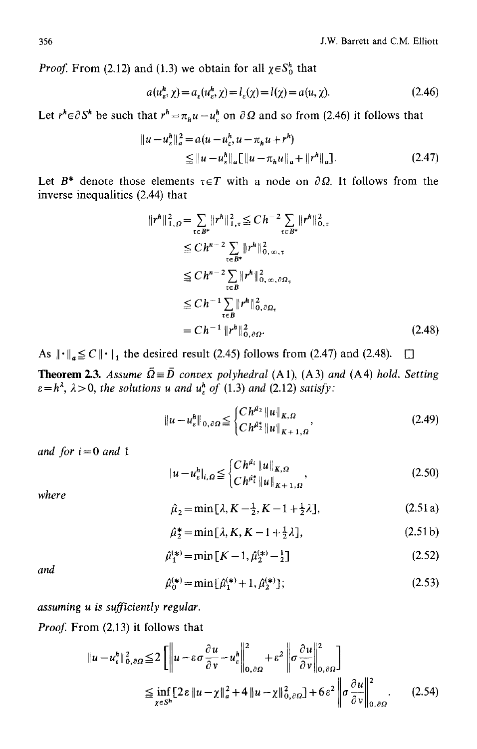*Proof.* From (2.12) and (1.3) we obtain for all $\chi \in S_0^h$ that

$$a(u_\varepsilon^h, \chi) = a_\varepsilon(u_\varepsilon^h, \chi) = l_\varepsilon(\chi) = l(\chi) = a(u, \chi). \tag{2.46}$$

Let $r^h \in \partial S^h$ be such that $r^h = \pi_h u - u_\varepsilon^h$ on $\partial\Omega$ and so from (2.46) it follows that

$$\begin{aligned} \|u - u_\varepsilon^h\|_a^2 &= a(u - u_\varepsilon^h, u - \pi_h u + r^h) \\ &\leq \|u - u_\varepsilon^h\|_a [\|u - \pi_h u\|_a + \|r^h\|_a]. \end{aligned} \tag{2.47}$$

Let $B^*$ denote those elements $\tau \in T$ with a node on $\partial\Omega$. It follows from the inverse inequalities (2.44) that

$$\begin{aligned} \|r^h\|_{1,\Omega}^2 &= \sum_{\tau \in B^*} \|r^h\|_{1,\tau}^2 \leq C h^{-2} \sum_{\tau \in B^*} \|r^h\|_{0,\tau}^2 \\ &\leq C h^{n-2} \sum_{\tau \in B^*} \|r^h\|_{0,\infty,\tau}^2 \\ &\leq C h^{n-2} \sum_{\tau \in B} \|r^h\|_{0,\infty,\partial\Omega_\tau}^2 \\ &\leq C h^{-1} \sum_{\tau \in B} \|r^h\|_{0,\partial\Omega_\tau}^2 \\ &= C h^{-1} \|r^h\|_{0,\partial\Omega}^2. \end{aligned} \tag{2.48}$$

As $\|\cdot\|_a \leq C\|\cdot\|_1$ the desired result (2.45) follows from (2.47) and (2.48). $\square$

**Theorem 2.3.** *Assume $\bar{\Omega} \equiv \bar{D}$ convex polyhedral* (A1), (A3) *and* (A4) *hold. Setting $\varepsilon = h^\lambda$, $\lambda > 0$, the solutions $u$ and $u_\varepsilon^h$ of* (1.3) *and* (2.12) *satisfy:*

$$\|u - u_\varepsilon^h\|_{0,\partial\Omega} \leq \begin{cases} C h^{\hat{\mu}_2} \|u\|_{K,\Omega} \\ C h^{\hat{\mu}_2^*} \|u\|_{K+1,\Omega} \end{cases}, \tag{2.49}$$

*and for $i = 0$ and 1*

$$|u - u_\varepsilon^h|_{i,\Omega} \leq \begin{cases} C h^{\hat{\mu}_i} \|u\|_{K,\Omega} \\ C h^{\hat{\mu}_i^*} \|u\|_{K+1,\Omega} \end{cases}, \tag{2.50}$$

*where*

$$\hat{\mu}_2 = \min[\lambda, K - \tfrac{1}{2}, K - 1 + \tfrac{1}{2}\lambda], \tag{2.51a}$$

$$\hat{\mu}_2^* = \min[\lambda, K, K - 1 + \tfrac{1}{2}\lambda], \tag{2.51b}$$

$$\hat{\mu}_1^{(*)} = \min[K - 1, \hat{\mu}_2^{(*)} - \tfrac{1}{2}] \tag{2.52}$$

*and*

$$\hat{\mu}_0^{(*)} = \min[\hat{\mu}_1^{(*)} + 1, \hat{\mu}_2^{(*)}]; \tag{2.53}$$

*assuming $u$ is sufficiently regular.*

*Proof.* From (2.13) it follows that

$$\begin{aligned} \|u - u_\varepsilon^h\|_{0,\partial\Omega}^2 &\leq 2\left[\left\|u - \varepsilon\sigma\frac{\partial u}{\partial v} - u_\varepsilon^h\right\|_{0,\partial\Omega}^2 + \varepsilon^2 \left\|\sigma\frac{\partial u}{\partial v}\right\|_{0,\partial\Omega}^2\right] \\ &\leq \inf_{\chi \in S^h} [2\varepsilon \|u - \chi\|_a^2 + 4\|u - \chi\|_{0,\partial\Omega}^2] + 6\varepsilon^2 \left\|\sigma\frac{\partial u}{\partial v}\right\|_{0,\partial\Omega}^2. \end{aligned} \tag{2.54}$$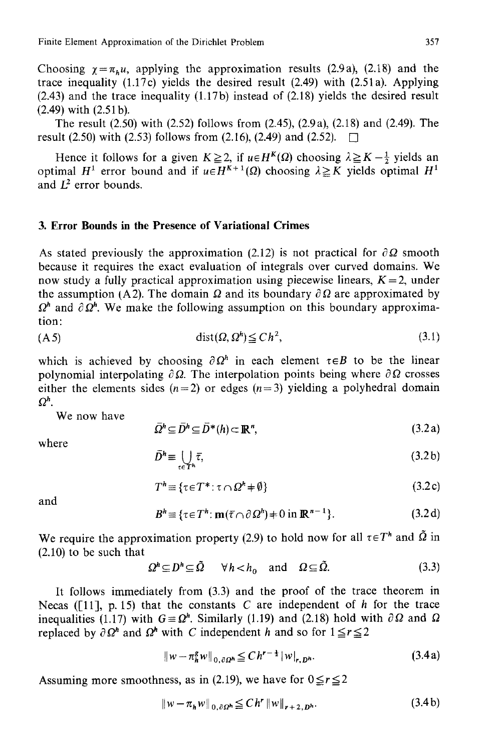Choosing $\chi = \pi_h u$, applying the approximation results (2.9a), (2.18) and the trace inequality (1.17c) yields the desired result (2.49) with (2.51a). Applying (2.43) and the trace inequality (1.17b) instead of (2.18) yields the desired result (2.49) with (2.51b).

The result (2.50) with (2.52) follows from (2.45), (2.9a), (2.18) and (2.49). The result (2.50) with (2.53) follows from (2.16), (2.49) and (2.52). $\square$

Hence it follows for a given $K \geqq 2$, if $u \in H^K(\Omega)$ choosing $\lambda \geqq K - \frac{1}{2}$ yields an optimal $H^1$ error bound and if $u \in H^{K+1}(\Omega)$ choosing $\lambda \geqq K$ yields optimal $H^1$ and $L^2$ error bounds.

## 3. Error Bounds in the Presence of Variational Crimes

As stated previously the approximation (2.12) is not practical for $\partial\Omega$ smooth because it requires the exact evaluation of integrals over curved domains. We now study a fully practical approximation using piecewise linears, $K=2$, under the assumption (A2). The domain $\Omega$ and its boundary $\partial\Omega$ are approximated by $\Omega^h$ and $\partial\Omega^h$. We make the following assumption on this boundary approximation:

$$\text{(A5)} \qquad \operatorname{dist}(\Omega, \Omega^h) \leqq Ch^2, \tag{3.1}$$

which is achieved by choosing $\partial\Omega^h$ in each element $\tau \in B$ to be the linear polynomial interpolating $\partial\Omega$. The interpolation points being where $\partial\Omega$ crosses either the elements sides ($n=2$) or edges ($n=3$) yielding a polyhedral domain $\Omega^h$.

We now have

$$\bar{\Omega}^h \subseteq \bar{D}^h \subseteq \bar{D}^*(h) \subset \mathbb{R}^n, \tag{3.2a}$$

where

$$\bar{D}^h \equiv \bigcup_{\tau \in T^h} \bar{\tau}, \tag{3.2b}$$

$$T^h \equiv \{\tau \in T^* : \tau \cap \Omega^h \neq \emptyset\} \tag{3.2c}$$

and

$$B^h \equiv \{\tau \in T^h : \mathrm{m}(\bar{\tau} \cap \partial\Omega^h) \neq 0 \text{ in } \mathbb{R}^{n-1}\}. \tag{3.2d}$$

We require the approximation property (2.9) to hold now for all $\tau \in T^h$ and $\tilde{\Omega}$ in (2.10) to be such that

$$\Omega^h \subseteq D^h \subseteq \tilde{\Omega} \quad \forall h < h_0 \quad \text{and} \quad \Omega \subseteq \tilde{\Omega}. \tag{3.3}$$

It follows immediately from (3.3) and the proof of the trace theorem in Necas ([11], p. 15) that the constants $C$ are independent of $h$ for the trace inequalities (1.17) with $G \equiv \Omega^h$. Similarly (1.19) and (2.18) hold with $\partial\Omega$ and $\Omega$ replaced by $\partial\Omega^h$ and $\Omega^h$ with $C$ independent $h$ and so for $1 \leqq r \leqq 2$

$$\|w - \pi_h^g w\|_{0,\partial\Omega^h} \leqq C h^{r-\frac{1}{2}} |w|_{r,D^h}. \tag{3.4a}$$

Assuming more smoothness, as in (2.19), we have for $0 \leqq r \leqq 2$

$$\|w - \pi_h w\|_{0,\partial\Omega^h} \leqq C h^r \|w\|_{r+2,D^h}. \tag{3.4b}$$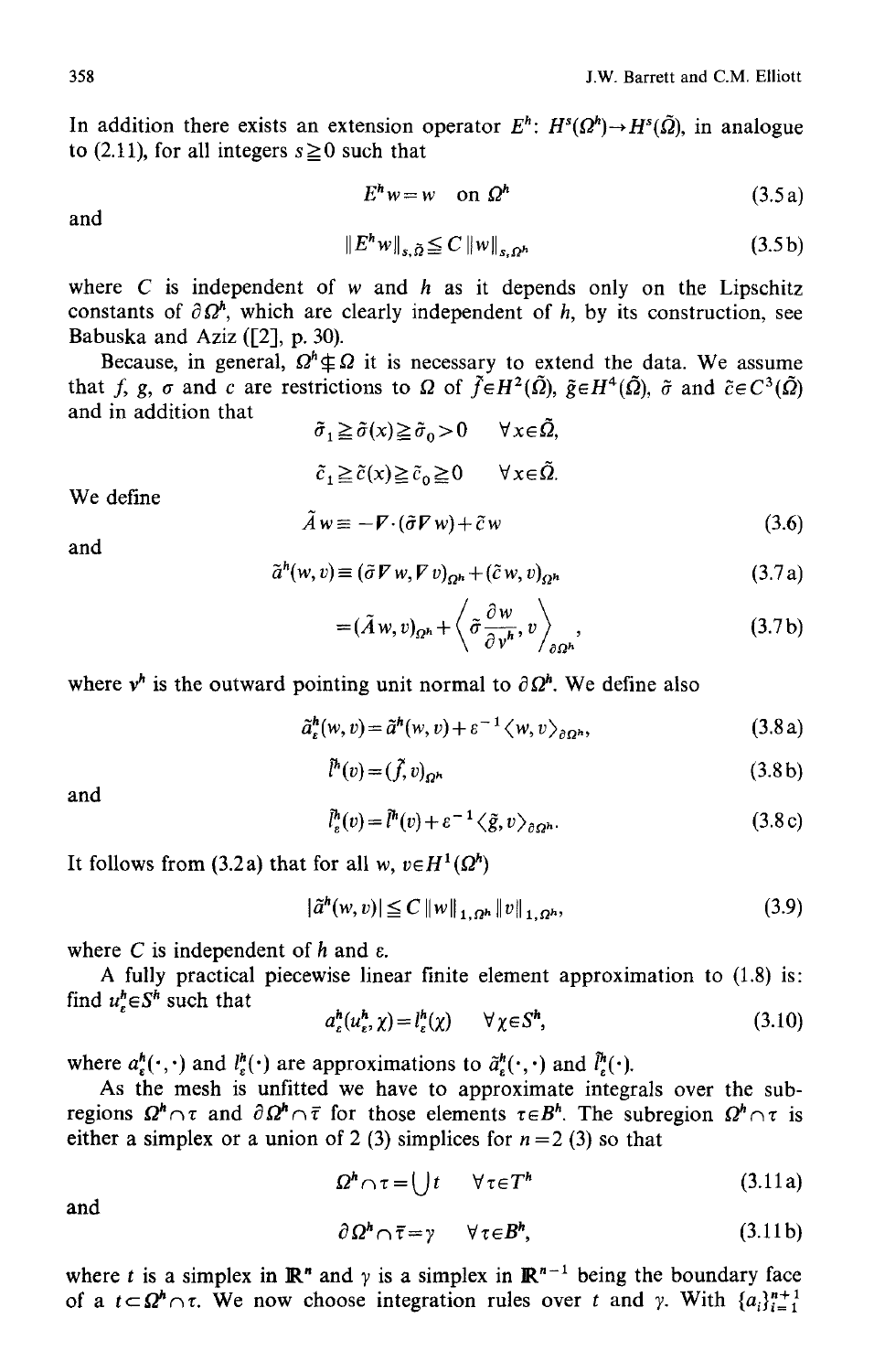In addition there exists an extension operator $E^h$: $H^s(\Omega^h) \to H^s(\tilde{\Omega})$, in analogue to (2.11), for all integers $s \geqq 0$ such that

$$E^h w = w \quad \text{on } \Omega^h \tag{3.5a}$$

and

$$\|E^h w\|_{s,\tilde{\Omega}} \leqq C \|w\|_{s,\Omega^h} \tag{3.5b}$$

where $C$ is independent of $w$ and $h$ as it depends only on the Lipschitz constants of $\partial\Omega^h$, which are clearly independent of $h$, by its construction, see Babuska and Aziz ([2], p. 30).

Because, in general, $\Omega^h \nsubseteq \Omega$ it is necessary to extend the data. We assume that $f$, $g$, $\sigma$ and $c$ are restrictions to $\Omega$ of $\tilde{f} \in H^2(\tilde{\Omega})$, $\tilde{g} \in H^4(\tilde{\Omega})$, $\tilde{\sigma}$ and $\tilde{c} \in C^3(\tilde{\Omega})$ and in addition that

$$\tilde{\sigma}_1 \geqq \tilde{\sigma}(x) \geqq \tilde{\sigma}_0 > 0 \quad \forall x \in \tilde{\Omega},$$

$$\tilde{c}_1 \geqq \tilde{c}(x) \geqq \tilde{c}_0 \geqq 0 \quad \forall x \in \tilde{\Omega}.$$

We define

$$\tilde{A} w \equiv -\nabla \cdot (\tilde{\sigma} \nabla w) + \tilde{c} w \tag{3.6}$$

and

$$\tilde{a}^h(w, v) \equiv (\tilde{\sigma} \nabla w, \nabla v)_{\Omega^h} + (\tilde{c} w, v)_{\Omega^h} \tag{3.7a}$$

$$= (\tilde{A} w, v)_{\Omega^h} + \left\langle \tilde{\sigma} \frac{\partial w}{\partial v^h}, v \right\rangle_{\partial\Omega^h}, \tag{3.7b}$$

where $v^h$ is the outward pointing unit normal to $\partial\Omega^h$. We define also

$$\tilde{a}^h_\varepsilon(w, v) = \tilde{a}^h(w, v) + \varepsilon^{-1} \langle w, v \rangle_{\partial\Omega^h}, \tag{3.8a}$$

$$\tilde{l}^h(v) = (\tilde{f}, v)_{\Omega^h} \tag{3.8b}$$

and

$$\tilde{l}^h_\varepsilon(v) = \tilde{l}^h(v) + \varepsilon^{-1} \langle \tilde{g}, v \rangle_{\partial\Omega^h}. \tag{3.8c}$$

It follows from (3.2a) that for all $w, v \in H^1(\Omega^h)$

$$|\tilde{a}^h(w, v)| \leqq C \|w\|_{1,\Omega^h} \|v\|_{1,\Omega^h}, \tag{3.9}$$

where $C$ is independent of $h$ and $\varepsilon$.

A fully practical piecewise linear finite element approximation to (1.8) is: find $u^h_\varepsilon \in S^h$ such that

$$a^h_\varepsilon(u^h_\varepsilon, \chi) = l^h_\varepsilon(\chi) \quad \forall \chi \in S^h, \tag{3.10}$$

where $a^h_\varepsilon(\cdot,\cdot)$ and $l^h_\varepsilon(\cdot)$ are approximations to $\tilde{a}^h_\varepsilon(\cdot,\cdot)$ and $\tilde{l}^h_\varepsilon(\cdot)$.

As the mesh is unfitted we have to approximate integrals over the subregions $\Omega^h \cap \tau$ and $\partial\Omega^h \cap \bar{\tau}$ for those elements $\tau \in B^h$. The subregion $\Omega^h \cap \tau$ is either a simplex or a union of 2 (3) simplices for $n = 2$ (3) so that

$$\Omega^h \cap \tau = \bigcup t \quad \forall \tau \in T^h \tag{3.11a}$$

and

$$\partial\Omega^h \cap \bar{\tau} = \gamma \quad \forall \tau \in B^h, \tag{3.11b}$$

where $t$ is a simplex in $\mathbb{R}^n$ and $\gamma$ is a simplex in $\mathbb{R}^{n-1}$ being the boundary face of a $t \subset \Omega^h \cap \tau$. We now choose integration rules over $t$ and $\gamma$. With $\{a_i\}_{i=1}^{n+1}$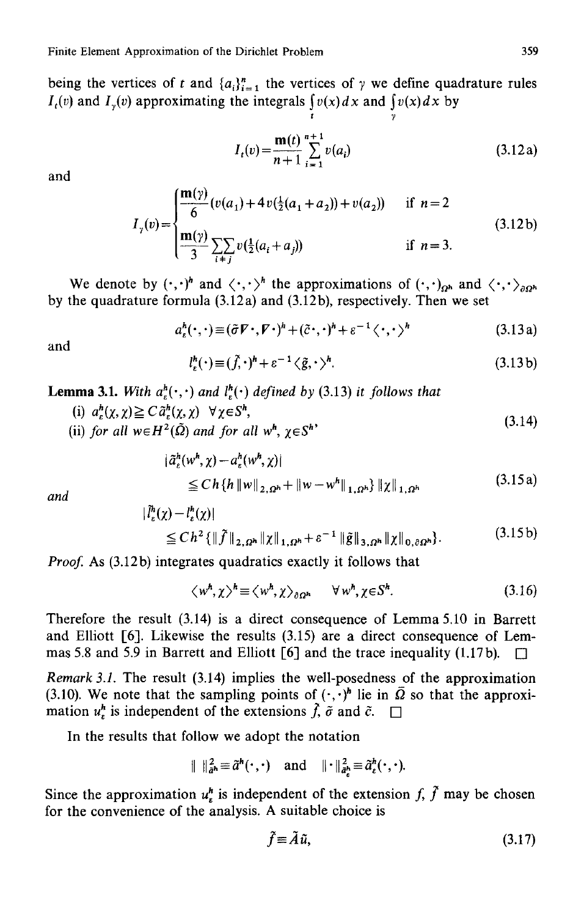being the vertices of $t$ and $\{a_i\}_{i=1}^{n}$ the vertices of $\gamma$ we define quadrature rules $I_t(v)$ and $I_\gamma(v)$ approximating the integrals $\int_t v(x)\,dx$ and $\int_\gamma v(x)\,dx$ by

$$I_t(v) = \frac{\mathrm{m}(t)}{n+1} \sum_{i=1}^{n+1} v(a_i) \tag{3.12a}$$

and

$$I_\gamma(v) = \begin{cases} \dfrac{\mathrm{m}(\gamma)}{6}\left(v(a_1) + 4v(\tfrac{1}{2}(a_1+a_2)) + v(a_2)\right) & \text{if } n=2 \\[2ex] \dfrac{\mathrm{m}(\gamma)}{3} \sum\sum_{i \neq j} v(\tfrac{1}{2}(a_i+a_j)) & \text{if } n=3. \end{cases} \tag{3.12b}$$

We denote by $(\cdot,\cdot)^h$ and $\langle \cdot,\cdot \rangle^h$ the approximations of $(\cdot,\cdot)_{\Omega^h}$ and $\langle \cdot,\cdot \rangle_{\partial\Omega^h}$ by the quadrature formula (3.12a) and (3.12b), respectively. Then we set

$$a_\varepsilon^h(\cdot,\cdot) \equiv (\tilde{\sigma}\nabla\cdot,\nabla\cdot)^h + (\tilde{c}\cdot,\cdot)^h + \varepsilon^{-1}\langle\cdot,\cdot\rangle^h \tag{3.13a}$$

and

$$l_\varepsilon^h(\cdot) \equiv (\tilde{f},\cdot)^h + \varepsilon^{-1}\langle\tilde{g},\cdot\rangle^h. \tag{3.13b}$$

**Lemma 3.1.** *With $a_\varepsilon^h(\cdot,\cdot)$ and $l_\varepsilon^h(\cdot)$ defined by (3.13) it follows that*

(i) $a_\varepsilon^h(\chi,\chi) \geq C\tilde{a}_\varepsilon^h(\chi,\chi) \quad \forall \chi \in S^h$,

(ii) *for all $w \in H^2(\tilde{\Omega})$ and for all $w^h$, $\chi \in S^h$* $\tag{3.14}$

$$|\tilde{a}_\varepsilon^h(w^h,\chi) - a_\varepsilon^h(w^h,\chi)| \leq Ch\{h\|w\|_{2,\Omega^h} + \|w-w^h\|_{1,\Omega^h}\}\|\chi\|_{1,\Omega^h} \tag{3.15a}$$

*and*

$$|\tilde{l}_\varepsilon^h(\chi) - l_\varepsilon^h(\chi)| \leq Ch^2\{\|\tilde{f}\|_{2,\Omega^h}\|\chi\|_{1,\Omega^h} + \varepsilon^{-1}\|\tilde{g}\|_{3,\Omega^h}\|\chi\|_{0,\partial\Omega^h}\}. \tag{3.15b}$$

*Proof.* As (3.12b) integrates quadratics exactly it follows that

$$\langle w^h,\chi\rangle^h \equiv \langle w^h,\chi\rangle_{\partial\Omega^h} \quad \forall w^h,\chi \in S^h. \tag{3.16}$$

Therefore the result (3.14) is a direct consequence of Lemma 5.10 in Barrett and Elliott [6]. Likewise the results (3.15) are a direct consequence of Lemmas 5.8 and 5.9 in Barrett and Elliott [6] and the trace inequality (1.17b). □

*Remark 3.1.* The result (3.14) implies the well-posedness of the approximation (3.10). We note that the sampling points of $(\cdot,\cdot)^h$ lie in $\bar{\Omega}$ so that the approximation $u_\varepsilon^h$ is independent of the extensions $\tilde{f}$, $\tilde{\sigma}$ and $\tilde{c}$. □

In the results that follow we adopt the notation

$$\|\ \|_{\tilde{a}^h}^2 \equiv \tilde{a}^h(\cdot,\cdot) \quad \text{and} \quad \|\cdot\|_{\tilde{a}_\varepsilon^h}^2 \equiv \tilde{a}_\varepsilon^h(\cdot,\cdot).$$

Since the approximation $u_\varepsilon^h$ is independent of the extension $f$, $\tilde{f}$ may be chosen for the convenience of the analysis. A suitable choice is

$$\tilde{f} \equiv \tilde{A}\tilde{u}, \tag{3.17}$$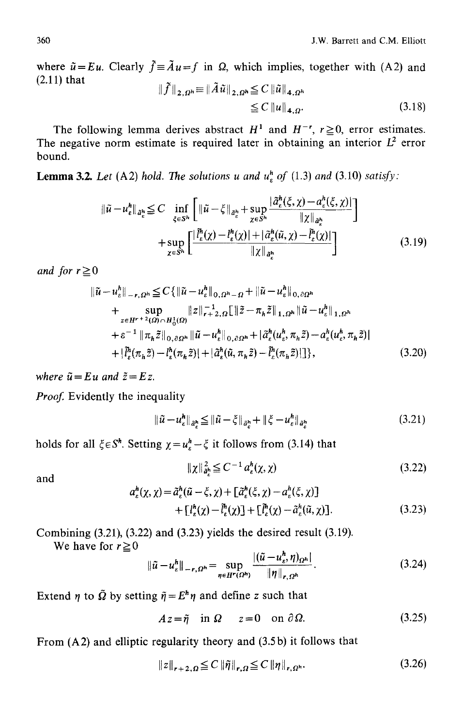where $\tilde{u}=Eu$. Clearly $\tilde{f}\equiv\tilde{A}u=f$ in $\Omega$, which implies, together with (A2) and (2.11) that

$$\|\tilde{f}\|_{2,\Omega^h}\equiv\|\tilde{A}\tilde{u}\|_{2,\Omega^h}\leqq C\,\|\tilde{u}\|_{4,\Omega^h}$$
$$\leqq C\,\|u\|_{4,\Omega}. \tag{3.18}$$

The following lemma derives abstract $H^1$ and $H^{-r}$, $r\geqq 0$, error estimates. The negative norm estimate is required later in obtaining an interior $L^2$ error bound.

**Lemma 3.2.** *Let* (A2) *hold. The solutions* $u$ *and* $u_\varepsilon^h$ *of* (1.3) *and* (3.10) *satisfy:*

$$\|\tilde{u}-u_\varepsilon^h\|_{\tilde{a}_\varepsilon^h}\leqq C\inf_{\xi\in S^h}\left[\|\tilde{u}-\xi\|_{\tilde{a}_\varepsilon^h}+\sup_{\chi\in S^h}\frac{|\tilde{a}_\varepsilon^h(\xi,\chi)-a_\varepsilon^h(\xi,\chi)|}{\|\chi\|_{\tilde{a}_\varepsilon^h}}\right]$$
$$+\sup_{\chi\in S^h}\left[\frac{|\tilde{l}_\varepsilon^h(\chi)-l_\varepsilon^h(\chi)|+|\tilde{a}_\varepsilon^h(\tilde{u},\chi)-\tilde{l}_\varepsilon^h(\chi)|}{\|\chi\|_{\tilde{a}_\varepsilon^h}}\right] \tag{3.19}$$

*and for* $r\geqq 0$

$$\|\tilde{u}-u_\varepsilon^h\|_{-r,\Omega^h}\leqq C\{\|\tilde{u}-u_\varepsilon^h\|_{0,\Omega^h-\Omega}+\|\tilde{u}-u_\varepsilon^h\|_{0,\partial\Omega^h}$$
$$+\sup_{z\in H^{r+2}(\Omega)\cap H_0^1(\Omega)}\|z\|_{r+2,\Omega}^{-1}[\|\tilde{z}-\pi_h\tilde{z}\|_{1,\Omega^h}\|\tilde{u}-u_\varepsilon^h\|_{1,\Omega^h}$$
$$+\varepsilon^{-1}\|\pi_h\tilde{z}\|_{0,\partial\Omega^h}\|\tilde{u}-u_\varepsilon^h\|_{0,\partial\Omega^h}+|\tilde{a}_\varepsilon^h(u_\varepsilon^h,\pi_h\tilde{z})-a_\varepsilon^h(u_\varepsilon^h,\pi_h\tilde{z})|$$
$$+|\tilde{l}_\varepsilon^h(\pi_h\tilde{z})-l_\varepsilon^h(\pi_h\tilde{z})|+|\tilde{a}_\varepsilon^h(\tilde{u},\pi_h\tilde{z})-\tilde{l}_\varepsilon^h(\pi_h\tilde{z})|]\}, \tag{3.20}$$

*where* $\tilde{u}=Eu$ *and* $\tilde{z}=Ez$.

*Proof.* Evidently the inequality

$$\|\tilde{u}-u_\varepsilon^h\|_{\tilde{a}_\varepsilon^h}\leqq\|\tilde{u}-\xi\|_{\tilde{a}_\varepsilon^h}+\|\xi-u_\varepsilon^h\|_{\tilde{a}_\varepsilon^h} \tag{3.21}$$

holds for all $\xi\in S^h$. Setting $\chi=u_\varepsilon^h-\xi$ it follows from (3.14) that

$$\|\chi\|_{\tilde{a}_\varepsilon^h}^2\leqq C^{-1}a_\varepsilon^h(\chi,\chi) \tag{3.22}$$

and

$$a_\varepsilon^h(\chi,\chi)=\tilde{a}_\varepsilon^h(\tilde{u}-\xi,\chi)+[\tilde{a}_\varepsilon^h(\xi,\chi)-a_\varepsilon^h(\xi,\chi)]$$
$$+[l_\varepsilon^h(\chi)-\tilde{l}_\varepsilon^h(\chi)]+[\tilde{l}_\varepsilon^h(\chi)-\tilde{a}_\varepsilon^h(\tilde{u},\chi)]. \tag{3.23}$$

Combining (3.21), (3.22) and (3.23) yields the desired result (3.19).

We have for $r\geqq 0$

$$\|\tilde{u}-u_\varepsilon^h\|_{-r,\Omega^h}=\sup_{\eta\in H^r(\Omega^h)}\frac{|(\tilde{u}-u_\varepsilon^h,\eta)_{\Omega^h}|}{\|\eta\|_{r,\Omega^h}}. \tag{3.24}$$

Extend $\eta$ to $\tilde{\Omega}$ by setting $\tilde{\eta}=E^h\eta$ and define $z$ such that

$$Az=\tilde{\eta}\quad\text{in }\Omega\qquad z=0\quad\text{on }\partial\Omega. \tag{3.25}$$

From (A2) and elliptic regularity theory and (3.5b) it follows that

$$\|z\|_{r+2,\Omega}\leqq C\,\|\tilde{\eta}\|_{r,\Omega}\leqq C\,\|\eta\|_{r,\Omega^h}. \tag{3.26}$$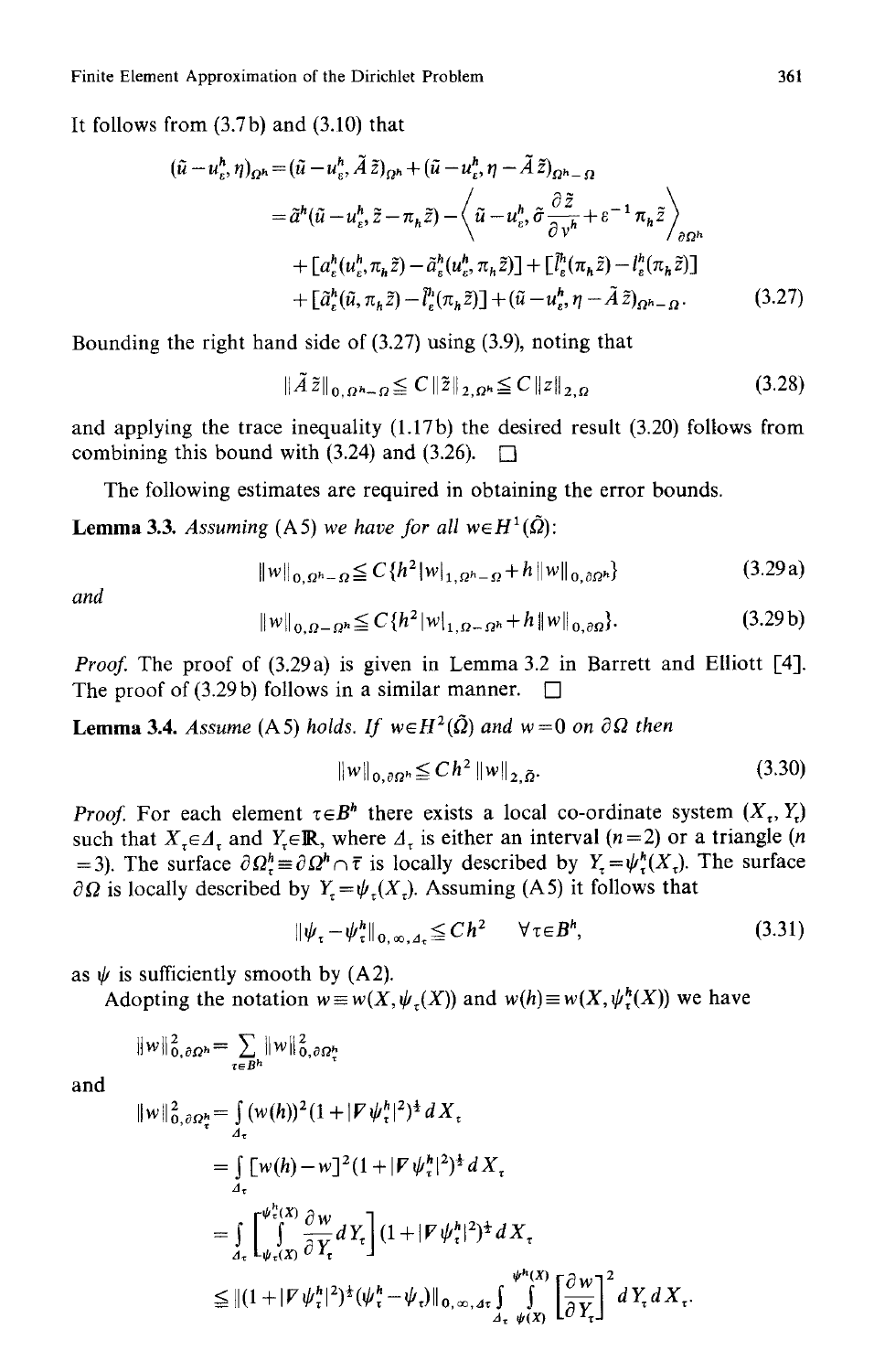It follows from (3.7b) and (3.10) that

$$
\begin{aligned}
(\tilde{u}-u_\varepsilon^h, \eta)_{\Omega^h} &= (\tilde{u}-u_\varepsilon^h, \tilde{A}\,\tilde{z})_{\Omega^h} + (\tilde{u}-u_\varepsilon^h, \eta - \tilde{A}\,\tilde{z})_{\Omega^h-\Omega} \\
&= \tilde{a}^h(\tilde{u}-u_\varepsilon^h, \tilde{z}-\pi_h\tilde{z}) - \left\langle \tilde{u}-u_\varepsilon^h, \sigma\frac{\partial \tilde{z}}{\partial v^h} + \varepsilon^{-1}\pi_h\tilde{z}\right\rangle_{\partial\Omega^h} \\
&\quad + [a_\varepsilon^h(u_\varepsilon^h, \pi_h\tilde{z}) - \tilde{a}_\varepsilon^h(u_\varepsilon^h, \pi_h\tilde{z})] + [\tilde{l}_\varepsilon^h(\pi_h\tilde{z}) - l_\varepsilon^h(\pi_h\tilde{z})] \\
&\quad + [\tilde{a}_\varepsilon^h(\tilde{u}, \pi_h\tilde{z}) - \tilde{l}_\varepsilon^h(\pi_h\tilde{z})] + (\tilde{u}-u_\varepsilon^h, \eta - \tilde{A}\,\tilde{z})_{\Omega^h-\Omega}.
\end{aligned}
\tag{3.27}
$$

Bounding the right hand side of (3.27) using (3.9), noting that

$$
\|\tilde{A}\,\tilde{z}\|_{0,\Omega^h-\Omega} \leq C\|\tilde{z}\|_{2,\Omega^h} \leq C\|z\|_{2,\Omega}
\tag{3.28}
$$

and applying the trace inequality (1.17b) the desired result (3.20) follows from combining this bound with (3.24) and (3.26). $\square$

The following estimates are required in obtaining the error bounds.

**Lemma 3.3.** *Assuming* (A5) *we have for all* $w \in H^1(\tilde{\Omega})$:

$$
\|w\|_{0,\Omega^h-\Omega} \leq C\{h^2|w|_{1,\Omega^h-\Omega} + h\|w\|_{0,\partial\Omega^h}\}
\tag{3.29a}
$$

and

$$
\|w\|_{0,\Omega-\Omega^h} \leq C\{h^2|w|_{1,\Omega-\Omega^h} + h\|w\|_{0,\partial\Omega}\}.
\tag{3.29b}
$$

*Proof.* The proof of (3.29a) is given in Lemma 3.2 in Barrett and Elliott [4]. The proof of (3.29b) follows in a similar manner. $\square$

**Lemma 3.4.** *Assume* (A5) *holds. If* $w \in H^2(\tilde{\Omega})$ *and* $w=0$ *on* $\partial\Omega$ *then*

$$
\|w\|_{0,\partial\Omega^h} \leq Ch^2\|w\|_{2,\tilde{\Omega}}.
\tag{3.30}
$$

*Proof.* For each element $\tau \in B^h$ there exists a local co-ordinate system $(X_\tau, Y_\tau)$ such that $X_\tau \in \Delta_\tau$ and $Y_\tau \in \mathbb{R}$, where $\Delta_\tau$ is either an interval ($n=2$) or a triangle ($n=3$). The surface $\partial\Omega_\tau^h \equiv \partial\Omega^h \cap \bar{\tau}$ is locally described by $Y_\tau = \psi_\tau^h(X_\tau)$. The surface $\partial\Omega$ is locally described by $Y_\tau = \psi_\tau(X_\tau)$. Assuming (A5) it follows that

$$
\|\psi_\tau - \psi_\tau^h\|_{0,\infty,\Delta_\tau} \leq Ch^2 \quad \forall \tau \in B^h,
\tag{3.31}
$$

as $\psi$ is sufficiently smooth by (A2).

Adopting the notation $w \equiv w(X, \psi_\tau(X))$ and $w(h) \equiv w(X, \psi_\tau^h(X))$ we have

$$
\|w\|_{0,\partial\Omega^h}^2 = \sum_{\tau \in B^h} \|w\|_{0,\partial\Omega_\tau^h}^2
$$

and

$$
\begin{aligned}
\|w\|_{0,\partial\Omega_\tau^h}^2 &= \int_{\Delta_\tau} (w(h))^2 (1+|\nabla\psi_\tau^h|^2)^{\frac{1}{2}}\, dX_\tau \\
&= \int_{\Delta_\tau} [w(h)-w]^2 (1+|\nabla\psi_\tau^h|^2)^{\frac{1}{2}}\, dX_\tau \\
&= \int_{\Delta_\tau} \left[\int_{\psi_\tau(X)}^{\psi_\tau^h(X)} \frac{\partial w}{\partial Y_\tau}\, dY_\tau\right] (1+|\nabla\psi_\tau^h|^2)^{\frac{1}{2}}\, dX_\tau \\
&\leq \|(1+|\nabla\psi_\tau^h|^2)^{\frac{1}{2}}(\psi_\tau^h - \psi_\tau)\|_{0,\infty,\Delta_\tau} \int_{\Delta_\tau} \int_{\psi(X)}^{\psi^h(X)} \left[\frac{\partial w}{\partial Y_\tau}\right]^2 dY_\tau\, dX_\tau.
\end{aligned}
$$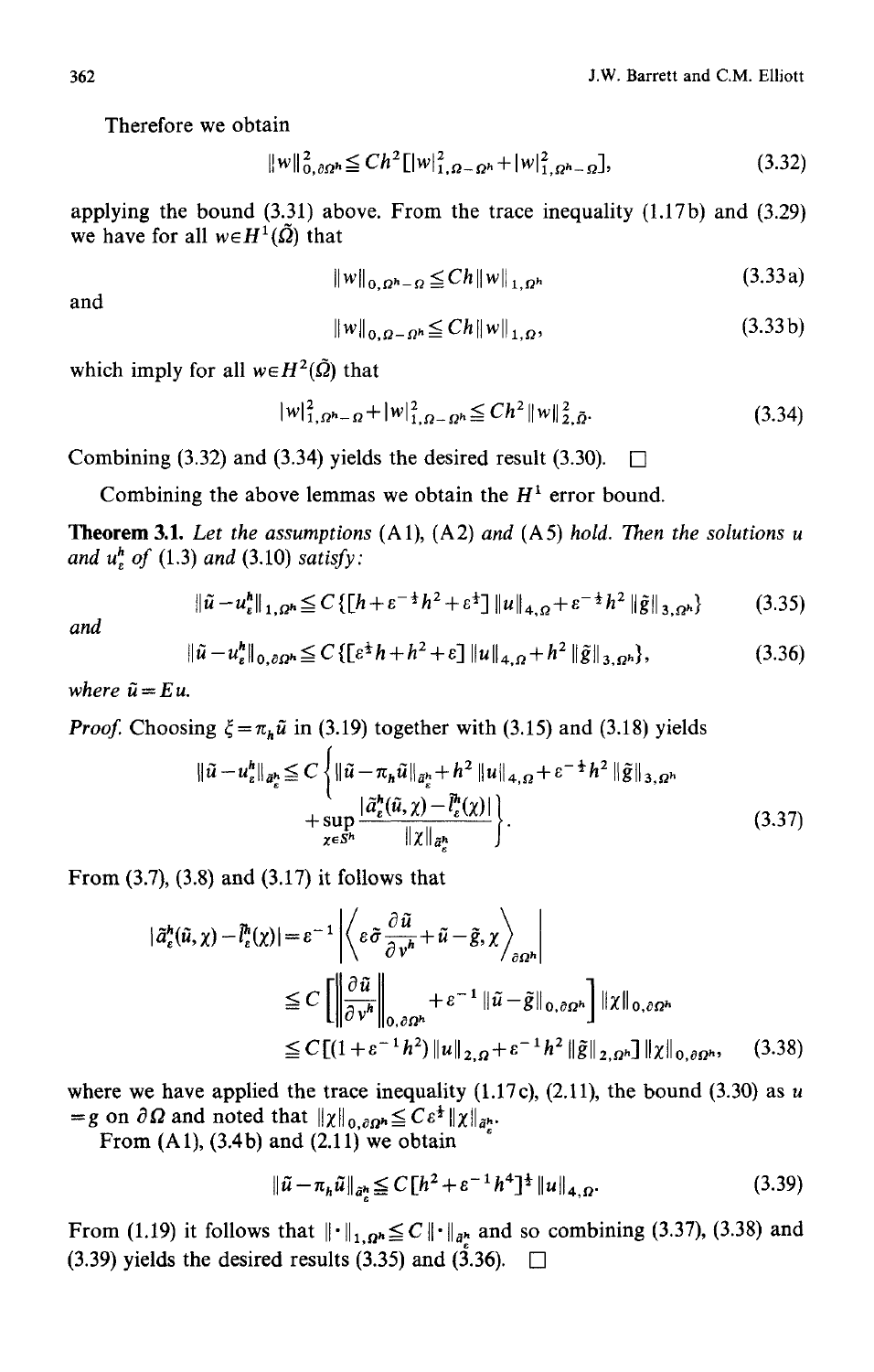Therefore we obtain

$$\|w\|^2_{0,\partial\Omega^h} \leqq Ch^2[|w|^2_{1,\Omega-\Omega^h} + |w|^2_{1,\Omega^h-\Omega}], \tag{3.32}$$

applying the bound (3.31) above. From the trace inequality (1.17b) and (3.29) we have for all $w \in H^1(\tilde{\Omega})$ that

$$\|w\|_{0,\Omega^h-\Omega} \leqq Ch\|w\|_{1,\Omega^h} \tag{3.33a}$$

and

$$\|w\|_{0,\Omega-\Omega^h} \leqq Ch\|w\|_{1,\Omega}, \tag{3.33b}$$

which imply for all $w \in H^2(\tilde{\Omega})$ that

$$|w|^2_{1,\Omega^h-\Omega} + |w|^2_{1,\Omega-\Omega^h} \leqq Ch^2\|w\|^2_{2,\tilde{\Omega}}. \tag{3.34}$$

Combining (3.32) and (3.34) yields the desired result (3.30). $\square$

Combining the above lemmas we obtain the $H^1$ error bound.

**Theorem 3.1.** *Let the assumptions* (A1), (A2) *and* (A5) *hold. Then the solutions $u$ and $u^h_\varepsilon$ of* (1.3) *and* (3.10) *satisfy:*

$$\|\tilde{u} - u^h_\varepsilon\|_{1,\Omega^h} \leqq C\{[h + \varepsilon^{-\frac{1}{2}}h^2 + \varepsilon^{\frac{1}{2}}]\|u\|_{4,\Omega} + \varepsilon^{-\frac{1}{2}}h^2\|\tilde{g}\|_{3,\Omega^h}\} \tag{3.35}$$

*and*

$$\|\tilde{u} - u^h_\varepsilon\|_{0,\partial\Omega^h} \leqq C\{[\varepsilon^{\frac{1}{2}}h + h^2 + \varepsilon]\|u\|_{4,\Omega} + h^2\|\tilde{g}\|_{3,\Omega^h}\}, \tag{3.36}$$

*where $\tilde{u} = Eu$.*

*Proof.* Choosing $\xi = \pi_h\tilde{u}$ in (3.19) together with (3.15) and (3.18) yields

$$\|\tilde{u} - u^h_\varepsilon\|_{\tilde{a}^h_\varepsilon} \leqq C\left\{\|\tilde{u} - \pi_h\tilde{u}\|_{\tilde{a}^h_\varepsilon} + h^2\|u\|_{4,\Omega} + \varepsilon^{-\frac{1}{2}}h^2\|\tilde{g}\|_{3,\Omega^h} + \sup_{\chi \in S^h}\frac{|\tilde{a}^h_\varepsilon(\tilde{u},\chi) - \tilde{l}^h_\varepsilon(\chi)|}{\|\chi\|_{\tilde{a}^h_\varepsilon}}\right\}. \tag{3.37}$$

From (3.7), (3.8) and (3.17) it follows that

$$\begin{aligned}
|\tilde{a}^h_\varepsilon(\tilde{u},\chi) - \tilde{l}^h_\varepsilon(\chi)| &= \varepsilon^{-1}\left|\left\langle \varepsilon\tilde{\sigma}\frac{\partial\tilde{u}}{\partial v^h} + \tilde{u} - \tilde{g}, \chi\right\rangle_{\partial\Omega^h}\right| \\
&\leqq C\left[\left\|\frac{\partial\tilde{u}}{\partial v^h}\right\|_{0,\partial\Omega^h} + \varepsilon^{-1}\|\tilde{u} - \tilde{g}\|_{0,\partial\Omega^h}\right]\|\chi\|_{0,\partial\Omega^h} \\
&\leqq C[(1 + \varepsilon^{-1}h^2)\|u\|_{2,\Omega} + \varepsilon^{-1}h^2\|\tilde{g}\|_{2,\Omega^h}]\|\chi\|_{0,\partial\Omega^h},
\end{aligned} \tag{3.38}$$

where we have applied the trace inequality (1.17c), (2.11), the bound (3.30) as $u = g$ on $\partial\Omega$ and noted that $\|\chi\|_{0,\partial\Omega^h} \leqq C\varepsilon^{\frac{1}{2}}\|\chi\|_{\tilde{a}^h_\varepsilon}$.

From (A1), (3.4b) and (2.11) we obtain

$$\|\tilde{u} - \pi_h\tilde{u}\|_{\tilde{a}^h_\varepsilon} \leqq C[h^2 + \varepsilon^{-1}h^4]^{\frac{1}{2}}\|u\|_{4,\Omega}. \tag{3.39}$$

From (1.19) it follows that $\|\cdot\|_{1,\Omega^h} \leqq C\|\cdot\|_{\tilde{a}^h_\varepsilon}$ and so combining (3.37), (3.38) and (3.39) yields the desired results (3.35) and (3.36). $\square$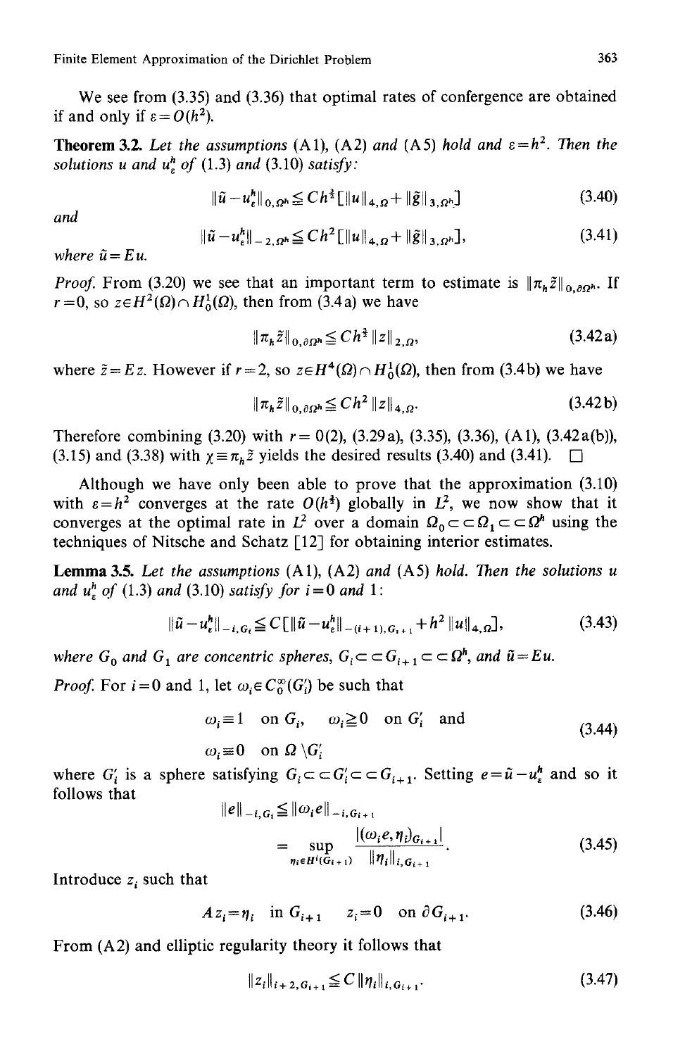We see from (3.35) and (3.36) that optimal rates of confergence are obtained if and only if $\varepsilon = O(h^2)$.

**Theorem 3.2.** *Let the assumptions* (A1), (A2) *and* (A5) *hold and* $\varepsilon = h^2$. *Then the solutions* $u$ *and* $u_\varepsilon^h$ *of* (1.3) *and* (3.10) *satisfy:*

$$\|\tilde{u} - u_\varepsilon^h\|_{0,\Omega^h} \leq C h^{\frac{3}{2}} [\|u\|_{4,\Omega} + \|\tilde{g}\|_{3,\Omega^h}] \tag{3.40}$$

*and*

$$\|\tilde{u} - u_\varepsilon^h\|_{-2,\Omega^h} \leq C h^2 [\|u\|_{4,\Omega} + \|\tilde{g}\|_{3,\Omega^h}], \tag{3.41}$$

*where* $\tilde{u} = Eu$.

*Proof.* From (3.20) we see that an important term to estimate is $\|\pi_h \tilde{z}\|_{0,\partial\Omega^h}$. If $r = 0$, so $z \in H^2(\Omega) \cap H_0^1(\Omega)$, then from (3.4a) we have

$$\|\pi_h \tilde{z}\|_{0,\partial\Omega^h} \leq C h^{\frac{3}{2}} \|z\|_{2,\Omega}, \tag{3.42a}$$

where $\tilde{z} = Ez$. However if $r = 2$, so $z \in H^4(\Omega) \cap H_0^1(\Omega)$, then from (3.4b) we have

$$\|\pi_h \tilde{z}\|_{0,\partial\Omega^h} \leq C h^2 \|z\|_{4,\Omega}. \tag{3.42b}$$

Therefore combining (3.20) with $r = 0(2)$, (3.29a), (3.35), (3.36), (A1), (3.42a(b)), (3.15) and (3.38) with $\chi \equiv \pi_h \tilde{z}$ yields the desired results (3.40) and (3.41). $\square$

Although we have only been able to prove that the approximation (3.10) with $\varepsilon = h^2$ converges at the rate $O(h^{\frac{3}{2}})$ globally in $L^2$, we now show that it converges at the optimal rate in $L^2$ over a domain $\Omega_0 \subset\subset \Omega_1 \subset\subset \Omega^h$ using the techniques of Nitsche and Schatz [12] for obtaining interior estimates.

**Lemma 3.5.** *Let the assumptions* (A1), (A2) *and* (A5) *hold. Then the solutions* $u$ *and* $u_\varepsilon^h$ *of* (1.3) *and* (3.10) *satisfy for* $i = 0$ *and* 1:

$$\|\tilde{u} - u_\varepsilon^h\|_{-i,G_i} \leq C[\|\tilde{u} - u_\varepsilon^h\|_{-(i+1),G_{i+1}} + h^2 \|u\|_{4,\Omega}], \tag{3.43}$$

*where* $G_0$ *and* $G_1$ *are concentric spheres,* $G_i \subset\subset G_{i+1} \subset\subset \Omega^h$, *and* $\tilde{u} = Eu$.

*Proof.* For $i = 0$ and 1, let $\omega_i \in C_0^\infty(G_i')$ be such that

$$\omega_i \equiv 1 \quad \text{on } G_i, \quad \omega_i \geq 0 \quad \text{on } G_i' \quad \text{and}$$
$$\omega_i \equiv 0 \quad \text{on } \Omega \setminus G_i' \tag{3.44}$$

where $G_i'$ is a sphere satisfying $G_i \subset\subset G_i' \subset\subset G_{i+1}$. Setting $e = \tilde{u} - u_\varepsilon^h$ and so it follows that

$$\|e\|_{-i,G_i} \leq \|\omega_i e\|_{-i,G_{i+1}}$$
$$= \sup_{\eta_i \in H^i(G_{i+1})} \frac{|(\omega_i e, \eta_i)_{G_{i+1}}|}{\|\eta_i\|_{i,G_{i+1}}}. \tag{3.45}$$

Introduce $z_i$ such that

$$A z_i = \eta_i \quad \text{in } G_{i+1} \quad z_i = 0 \quad \text{on } \partial G_{i+1}. \tag{3.46}$$

From (A2) and elliptic regularity theory it follows that

$$\|z_i\|_{i+2,G_{i+1}} \leq C \|\eta_i\|_{i,G_{i+1}}. \tag{3.47}$$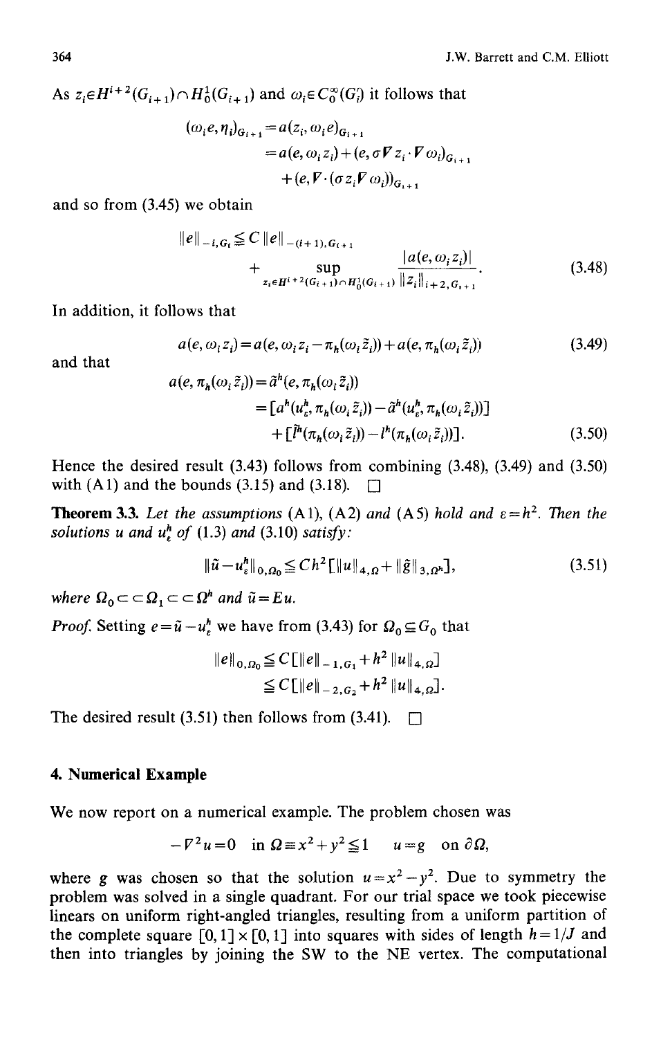As $z_i \in H^{i+2}(G_{i+1}) \cap H_0^1(G_{i+1})$ and $\omega_i \in C_0^\infty(G_i')$ it follows that

$$
\begin{aligned}
(\omega_i e, \eta_i)_{G_{i+1}} &= a(z_i, \omega_i e)_{G_{i+1}} \\
&= a(e, \omega_i z_i) + (e, \sigma \nabla z_i \cdot \nabla \omega_i)_{G_{i+1}} \\
&\quad + (e, \nabla \cdot (\sigma z_i \nabla \omega_i))_{G_{i+1}}
\end{aligned}
$$

and so from (3.45) we obtain

$$
\|e\|_{-i, G_i} \leq C \|e\|_{-(i+1), G_{i+1}} + \sup_{z_i \in H^{i+2}(G_{i+1}) \cap H_0^1(G_{i+1})} \frac{|a(e, \omega_i z_i)|}{\|z_i\|_{i+2, G_{i+1}}}. \tag{3.48}
$$

In addition, it follows that

$$
a(e, \omega_i z_i) = a(e, \omega_i z_i - \pi_h(\omega_i \tilde{z}_i)) + a(e, \pi_h(\omega_i \tilde{z}_i)) \tag{3.49}
$$

and that

$$
\begin{aligned}
a(e, \pi_h(\omega_i \tilde{z}_i)) &= \tilde{a}^h(e, \pi_h(\omega_i \tilde{z}_i)) \\
&= [a^h(u_\varepsilon^h, \pi_h(\omega_i \tilde{z}_i)) - \tilde{a}^h(u_\varepsilon^h, \pi_h(\omega_i \tilde{z}_i))] \\
&\quad + [\tilde{l}^h(\pi_h(\omega_i \tilde{z}_i)) - l^h(\pi_h(\omega_i \tilde{z}_i))].
\end{aligned} \tag{3.50}
$$

Hence the desired result (3.43) follows from combining (3.48), (3.49) and (3.50) with (A1) and the bounds (3.15) and (3.18). □

**Theorem 3.3.** *Let the assumptions* (A1), (A2) *and* (A5) *hold and* $\varepsilon = h^2$. *Then the solutions* $u$ *and* $u_\varepsilon^h$ *of* (1.3) *and* (3.10) *satisfy:*

$$
\|\tilde{u} - u_\varepsilon^h\|_{0, \Omega_0} \leq C h^2 [\|u\|_{4, \Omega} + \|\tilde{g}\|_{3, \Omega^h}], \tag{3.51}
$$

*where* $\Omega_0 \subset\subset \Omega_1 \subset\subset \Omega^h$ *and* $\tilde{u} = Eu$.

*Proof.* Setting $e = \tilde{u} - u_\varepsilon^h$ we have from (3.43) for $\Omega_0 \subseteq G_0$ that

$$
\begin{aligned}
\|e\|_{0, \Omega_0} &\leq C[\|e\|_{-1, G_1} + h^2 \|u\|_{4, \Omega}] \\
&\leq C[\|e\|_{-2, G_2} + h^2 \|u\|_{4, \Omega}].
\end{aligned}
$$

The desired result (3.51) then follows from (3.41). □

## 4. Numerical Example

We now report on a numerical example. The problem chosen was

$$
-\nabla^2 u = 0 \quad \text{in } \Omega \equiv x^2 + y^2 \leq 1 \qquad u = g \quad \text{on } \partial\Omega,
$$

where $g$ was chosen so that the solution $u = x^2 - y^2$. Due to symmetry the problem was solved in a single quadrant. For our trial space we took piecewise linears on uniform right-angled triangles, resulting from a uniform partition of the complete square $[0, 1] \times [0, 1]$ into squares with sides of length $h = 1/J$ and then into triangles by joining the SW to the NE vertex. The computational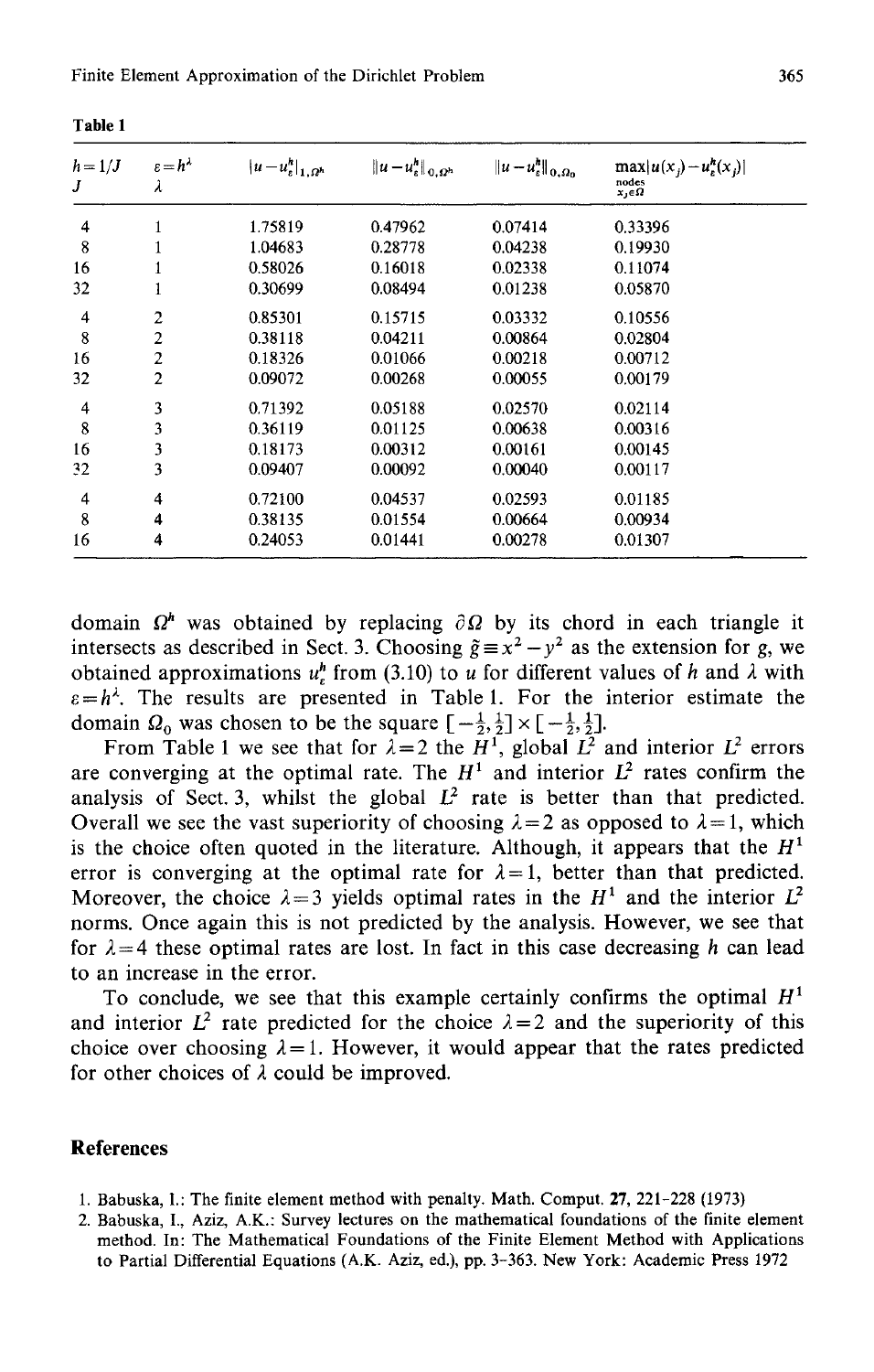**Table 1**

| $h=1/J$ <br> $J$ | $\varepsilon=h^\lambda$ <br> $\lambda$ | $\lvert u-u_\varepsilon^h\rvert_{1,\Omega^h}$ | $\lVert u-u_\varepsilon^h\rVert_{0,\Omega^h}$ | $\lVert u-u_\varepsilon^h\rVert_{0,\Omega_0}$ | $\max\limits_{\substack{\text{nodes}\\ x_j\in\Omega}}\lvert u(x_j)-u_\varepsilon^h(x_j)\rvert$ |
|---|---|---|---|---|---|
| 4 | 1 | 1.75819 | 0.47962 | 0.07414 | 0.33396 |
| 8 | 1 | 1.04683 | 0.28778 | 0.04238 | 0.19930 |
| 16 | 1 | 0.58026 | 0.16018 | 0.02338 | 0.11074 |
| 32 | 1 | 0.30699 | 0.08494 | 0.01238 | 0.05870 |
| 4 | 2 | 0.85301 | 0.15715 | 0.03332 | 0.10556 |
| 8 | 2 | 0.38118 | 0.04211 | 0.00864 | 0.02804 |
| 16 | 2 | 0.18326 | 0.01066 | 0.00218 | 0.00712 |
| 32 | 2 | 0.09072 | 0.00268 | 0.00055 | 0.00179 |
| 4 | 3 | 0.71392 | 0.05188 | 0.02570 | 0.02114 |
| 8 | 3 | 0.36119 | 0.01125 | 0.00638 | 0.00316 |
| 16 | 3 | 0.18173 | 0.00312 | 0.00161 | 0.00145 |
| 32 | 3 | 0.09407 | 0.00092 | 0.00040 | 0.00117 |
| 4 | 4 | 0.72100 | 0.04537 | 0.02593 | 0.01185 |
| 8 | 4 | 0.38135 | 0.01554 | 0.00664 | 0.00934 |
| 16 | 4 | 0.24053 | 0.01441 | 0.00278 | 0.01307 |

domain $\Omega^h$ was obtained by replacing $\partial\Omega$ by its chord in each triangle it intersects as described in Sect. 3. Choosing $\tilde{g}\equiv x^2-y^2$ as the extension for $g$, we obtained approximations $u_\varepsilon^h$ from (3.10) to $u$ for different values of $h$ and $\lambda$ with $\varepsilon=h^\lambda$. The results are presented in Table 1. For the interior estimate the domain $\Omega_0$ was chosen to be the square $[-\frac{1}{2},\frac{1}{2}]\times[-\frac{1}{2},\frac{1}{2}]$.

From Table 1 we see that for $\lambda=2$ the $H^1$, global $L^2$ and interior $L^2$ errors are converging at the optimal rate. The $H^1$ and interior $L^2$ rates confirm the analysis of Sect. 3, whilst the global $L^2$ rate is better than that predicted. Overall we see the vast superiority of choosing $\lambda=2$ as opposed to $\lambda=1$, which is the choice often quoted in the literature. Although, it appears that the $H^1$ error is converging at the optimal rate for $\lambda=1$, better than that predicted. Moreover, the choice $\lambda=3$ yields optimal rates in the $H^1$ and the interior $L^2$ norms. Once again this is not predicted by the analysis. However, we see that for $\lambda=4$ these optimal rates are lost. In fact in this case decreasing $h$ can lead to an increase in the error.

To conclude, we see that this example certainly confirms the optimal $H^1$ and interior $L^2$ rate predicted for the choice $\lambda=2$ and the superiority of this choice over choosing $\lambda=1$. However, it would appear that the rates predicted for other choices of $\lambda$ could be improved.

## References

1. Babuska, I.: The finite element method with penalty. Math. Comput. **27**, 221-228 (1973)
2. Babuska, I., Aziz, A.K.: Survey lectures on the mathematical foundations of the finite element method. In: The Mathematical Foundations of the Finite Element Method with Applications to Partial Differential Equations (A.K. Aziz, ed.), pp. 3-363. New York: Academic Press 1972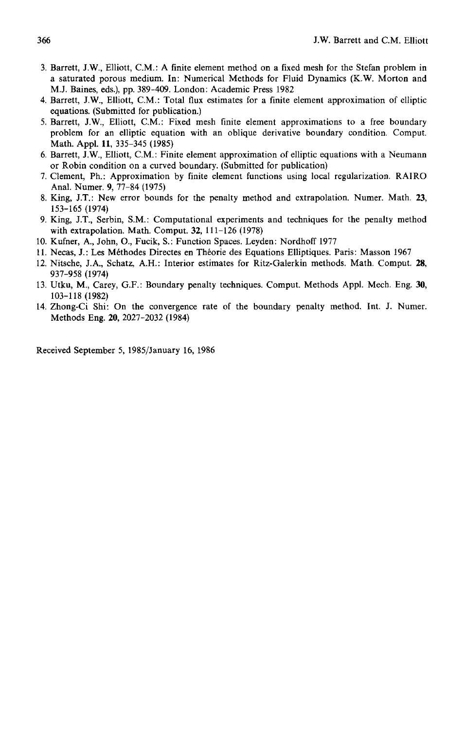3. Barrett, J.W., Elliott, C.M.: A finite element method on a fixed mesh for the Stefan problem in a saturated porous medium. In: Numerical Methods for Fluid Dynamics (K.W. Morton and M.J. Baines, eds.), pp. 389–409. London: Academic Press 1982
4. Barrett, J.W., Elliott, C.M.: Total flux estimates for a finite element approximation of elliptic equations. (Submitted for publication.)
5. Barrett, J.W., Elliott, C.M.: Fixed mesh finite element approximations to a free boundary problem for an elliptic equation with an oblique derivative boundary condition. Comput. Math. Appl. **11**, 335–345 (1985)
6. Barrett, J.W., Elliott, C.M.: Finite element approximation of elliptic equations with a Neumann or Robin condition on a curved boundary. (Submitted for publication)
7. Clement, Ph.: Approximation by finite element functions using local regularization. RAIRO Anal. Numer. **9**, 77–84 (1975)
8. King, J.T.: New error bounds for the penalty method and extrapolation. Numer. Math. **23**, 153–165 (1974)
9. King, J.T., Serbin, S.M.: Computational experiments and techniques for the penalty method with extrapolation. Math. Comput. **32**, 111–126 (1978)
10. Kufner, A., John, O., Fucik, S.: Function Spaces. Leyden: Nordhoff 1977
11. Necas, J.: Les Méthodes Directes en Théorie des Equations Elliptiques. Paris: Masson 1967
12. Nitsche, J.A., Schatz, A.H.: Interior estimates for Ritz-Galerkin methods. Math. Comput. **28**, 937–958 (1974)
13. Utku, M., Carey, G.F.: Boundary penalty techniques. Comput. Methods Appl. Mech. Eng. **30**, 103–118 (1982)
14. Zhong-Ci Shi: On the convergence rate of the boundary penalty method. Int. J. Numer. Methods Eng. **20**, 2027–2032 (1984)

Received September 5, 1985/January 16, 1986